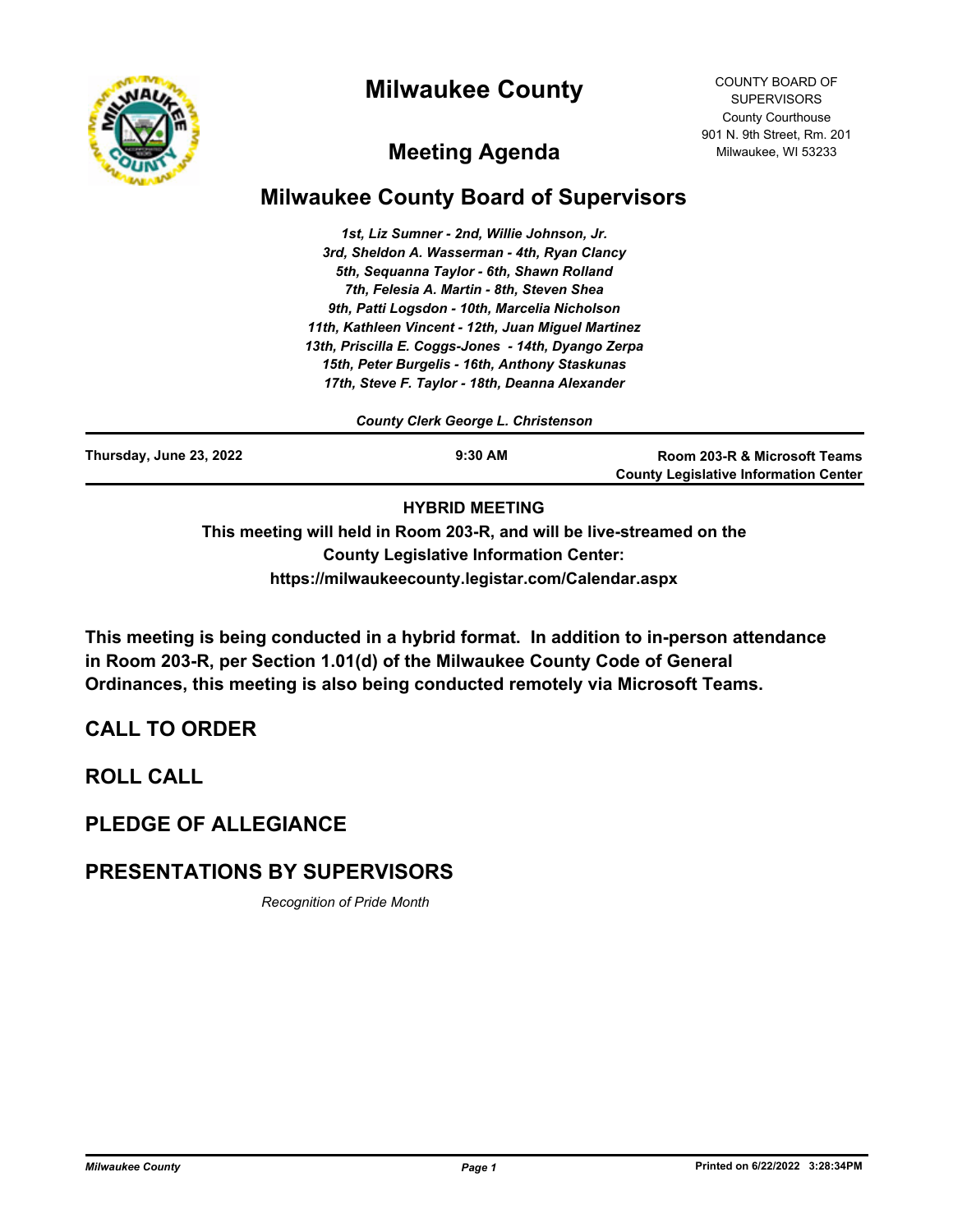# Milwaukee County

COUNTY BOARD OF SUPERVISORS
County Courthouse
901 N. 9th Street, Rm. 201
Milwaukee, WI 53233

## Meeting Agenda

## Milwaukee County Board of Supervisors

*1st, Liz Sumner - 2nd, Willie Johnson, Jr.*
*3rd, Sheldon A. Wasserman - 4th, Ryan Clancy*
*5th, Sequanna Taylor - 6th, Shawn Rolland*
*7th, Felesia A. Martin - 8th, Steven Shea*
*9th, Patti Logsdon - 10th, Marcelia Nicholson*
*11th, Kathleen Vincent - 12th, Juan Miguel Martinez*
*13th, Priscilla E. Coggs-Jones - 14th, Dyango Zerpa*
*15th, Peter Burgelis - 16th, Anthony Staskunas*
*17th, Steve F. Taylor - 18th, Deanna Alexander*

*County Clerk George L. Christenson*

| Thursday, June 23, 2022 | 9:30 AM | Room 203-R & Microsoft Teams<br>County Legislative Information Center |
|---|---|---|

**HYBRID MEETING**
**This meeting will held in Room 203-R, and will be live-streamed on the County Legislative Information Center: https://milwaukeecounty.legistar.com/Calendar.aspx**

**This meeting is being conducted in a hybrid format. In addition to in-person attendance in Room 203-R, per Section 1.01(d) of the Milwaukee County Code of General Ordinances, this meeting is also being conducted remotely via Microsoft Teams.**

## CALL TO ORDER

## ROLL CALL

## PLEDGE OF ALLEGIANCE

## PRESENTATIONS BY SUPERVISORS

*Recognition of Pride Month*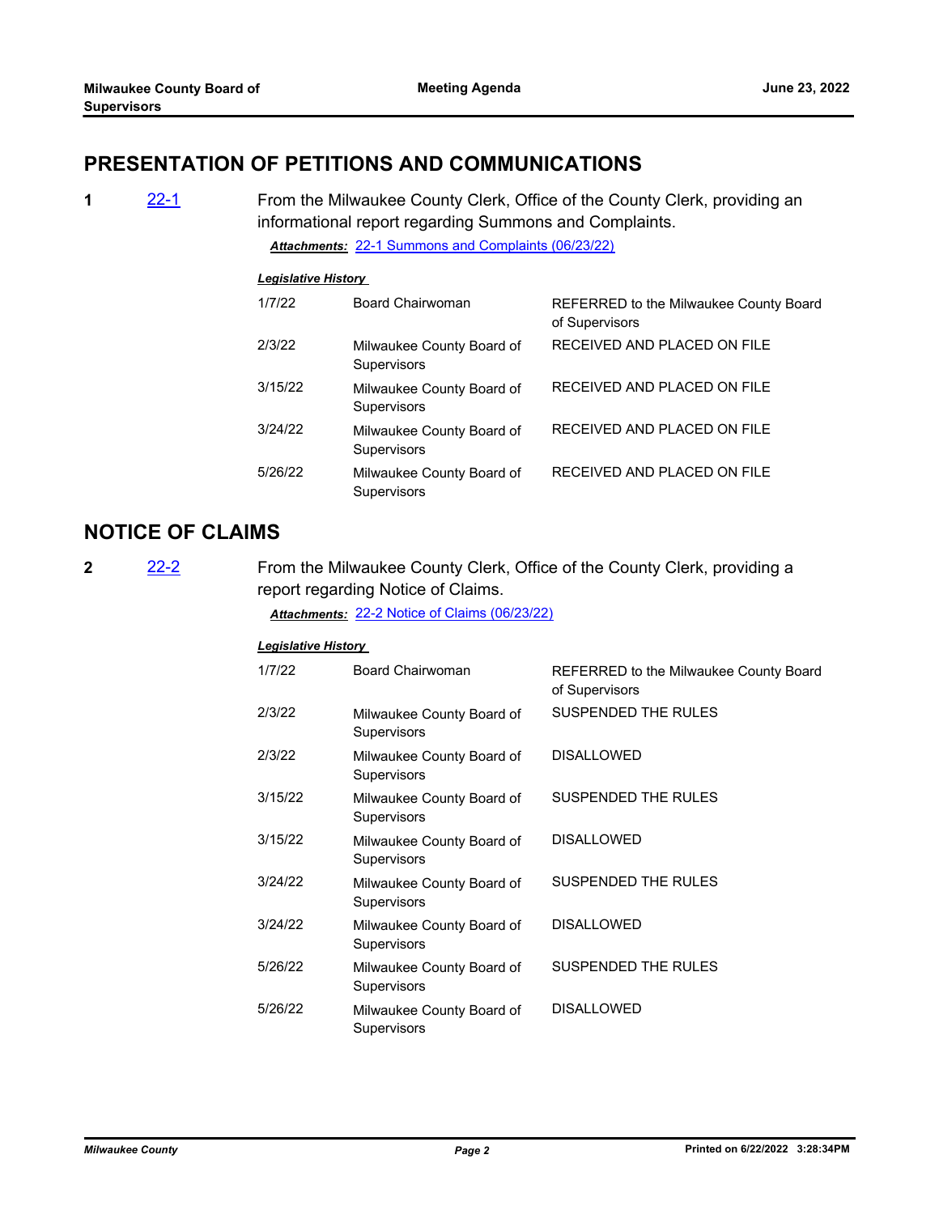## PRESENTATION OF PETITIONS AND COMMUNICATIONS

**1** [22-1](#) From the Milwaukee County Clerk, Office of the County Clerk, providing an informational report regarding Summons and Complaints.

***Attachments:*** 22-1 Summons and Complaints (06/23/22)

***Legislative History***

| Date | Body | Action |
|---|---|---|
| 1/7/22 | Board Chairwoman | REFERRED to the Milwaukee County Board of Supervisors |
| 2/3/22 | Milwaukee County Board of Supervisors | RECEIVED AND PLACED ON FILE |
| 3/15/22 | Milwaukee County Board of Supervisors | RECEIVED AND PLACED ON FILE |
| 3/24/22 | Milwaukee County Board of Supervisors | RECEIVED AND PLACED ON FILE |
| 5/26/22 | Milwaukee County Board of Supervisors | RECEIVED AND PLACED ON FILE |

## NOTICE OF CLAIMS

**2** [22-2](#) From the Milwaukee County Clerk, Office of the County Clerk, providing a report regarding Notice of Claims.

***Attachments:*** 22-2 Notice of Claims (06/23/22)

***Legislative History***

| Date | Body | Action |
|---|---|---|
| 1/7/22 | Board Chairwoman | REFERRED to the Milwaukee County Board of Supervisors |
| 2/3/22 | Milwaukee County Board of Supervisors | SUSPENDED THE RULES |
| 2/3/22 | Milwaukee County Board of Supervisors | DISALLOWED |
| 3/15/22 | Milwaukee County Board of Supervisors | SUSPENDED THE RULES |
| 3/15/22 | Milwaukee County Board of Supervisors | DISALLOWED |
| 3/24/22 | Milwaukee County Board of Supervisors | SUSPENDED THE RULES |
| 3/24/22 | Milwaukee County Board of Supervisors | DISALLOWED |
| 5/26/22 | Milwaukee County Board of Supervisors | SUSPENDED THE RULES |
| 5/26/22 | Milwaukee County Board of Supervisors | DISALLOWED |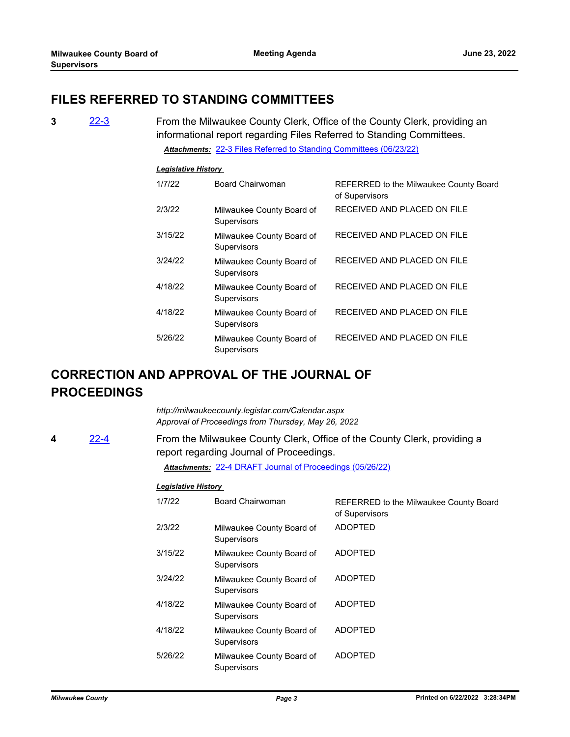## FILES REFERRED TO STANDING COMMITTEES

**3** [22-3] From the Milwaukee County Clerk, Office of the County Clerk, providing an informational report regarding Files Referred to Standing Committees.

***Attachments:*** 22-3 Files Referred to Standing Committees (06/23/22)

***Legislative History***

| | | |
|---|---|---|
| 1/7/22 | Board Chairwoman | REFERRED to the Milwaukee County Board of Supervisors |
| 2/3/22 | Milwaukee County Board of Supervisors | RECEIVED AND PLACED ON FILE |
| 3/15/22 | Milwaukee County Board of Supervisors | RECEIVED AND PLACED ON FILE |
| 3/24/22 | Milwaukee County Board of Supervisors | RECEIVED AND PLACED ON FILE |
| 4/18/22 | Milwaukee County Board of Supervisors | RECEIVED AND PLACED ON FILE |
| 4/18/22 | Milwaukee County Board of Supervisors | RECEIVED AND PLACED ON FILE |
| 5/26/22 | Milwaukee County Board of Supervisors | RECEIVED AND PLACED ON FILE |

## CORRECTION AND APPROVAL OF THE JOURNAL OF PROCEEDINGS

*http://milwaukeecounty.legistar.com/Calendar.aspx*
*Approval of Proceedings from Thursday, May 26, 2022*

**4** [22-4] From the Milwaukee County Clerk, Office of the County Clerk, providing a report regarding Journal of Proceedings.

***Attachments:*** 22-4 DRAFT Journal of Proceedings (05/26/22)

***Legislative History***

| | | |
|---|---|---|
| 1/7/22 | Board Chairwoman | REFERRED to the Milwaukee County Board of Supervisors |
| 2/3/22 | Milwaukee County Board of Supervisors | ADOPTED |
| 3/15/22 | Milwaukee County Board of Supervisors | ADOPTED |
| 3/24/22 | Milwaukee County Board of Supervisors | ADOPTED |
| 4/18/22 | Milwaukee County Board of Supervisors | ADOPTED |
| 4/18/22 | Milwaukee County Board of Supervisors | ADOPTED |
| 5/26/22 | Milwaukee County Board of Supervisors | ADOPTED |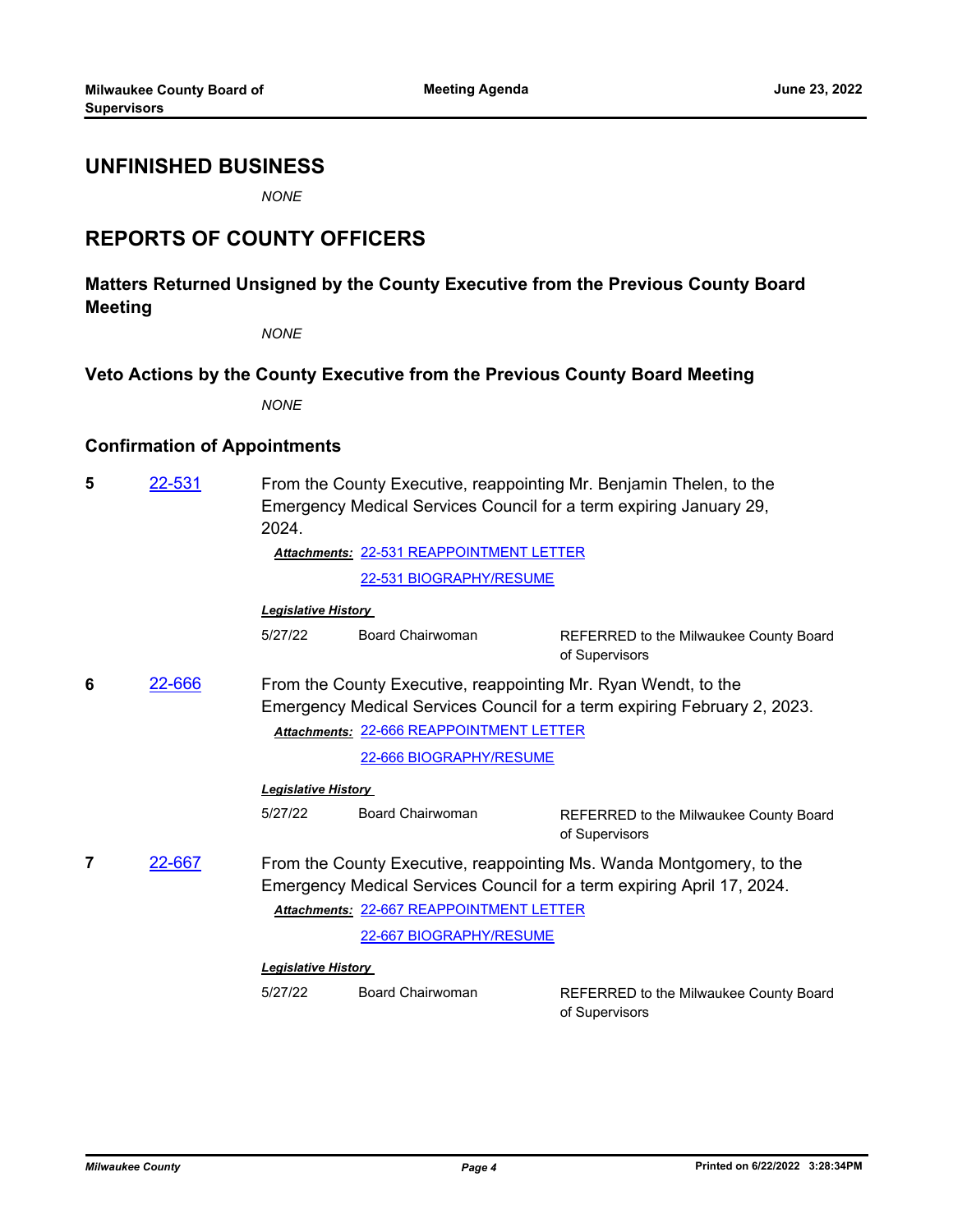## UNFINISHED BUSINESS

*NONE*

## REPORTS OF COUNTY OFFICERS

### Matters Returned Unsigned by the County Executive from the Previous County Board Meeting

*NONE*

### Veto Actions by the County Executive from the Previous County Board Meeting

*NONE*

### Confirmation of Appointments

**5** [22-531](22-531)

From the County Executive, reappointing Mr. Benjamin Thelen, to the Emergency Medical Services Council for a term expiring January 29, 2024.

***Attachments:*** [22-531 REAPPOINTMENT LETTER](22-531 REAPPOINTMENT LETTER)
[22-531 BIOGRAPHY/RESUME](22-531 BIOGRAPHY/RESUME)

***Legislative History***

| | | |
|---|---|---|
| 5/27/22 | Board Chairwoman | REFERRED to the Milwaukee County Board of Supervisors |

**6** [22-666](22-666)

From the County Executive, reappointing Mr. Ryan Wendt, to the Emergency Medical Services Council for a term expiring February 2, 2023.

***Attachments:*** [22-666 REAPPOINTMENT LETTER](22-666 REAPPOINTMENT LETTER)
[22-666 BIOGRAPHY/RESUME](22-666 BIOGRAPHY/RESUME)

***Legislative History***

| | | |
|---|---|---|
| 5/27/22 | Board Chairwoman | REFERRED to the Milwaukee County Board of Supervisors |

**7** [22-667](22-667)

From the County Executive, reappointing Ms. Wanda Montgomery, to the Emergency Medical Services Council for a term expiring April 17, 2024.

***Attachments:*** [22-667 REAPPOINTMENT LETTER](22-667 REAPPOINTMENT LETTER)
[22-667 BIOGRAPHY/RESUME](22-667 BIOGRAPHY/RESUME)

***Legislative History***

| | | |
|---|---|---|
| 5/27/22 | Board Chairwoman | REFERRED to the Milwaukee County Board of Supervisors |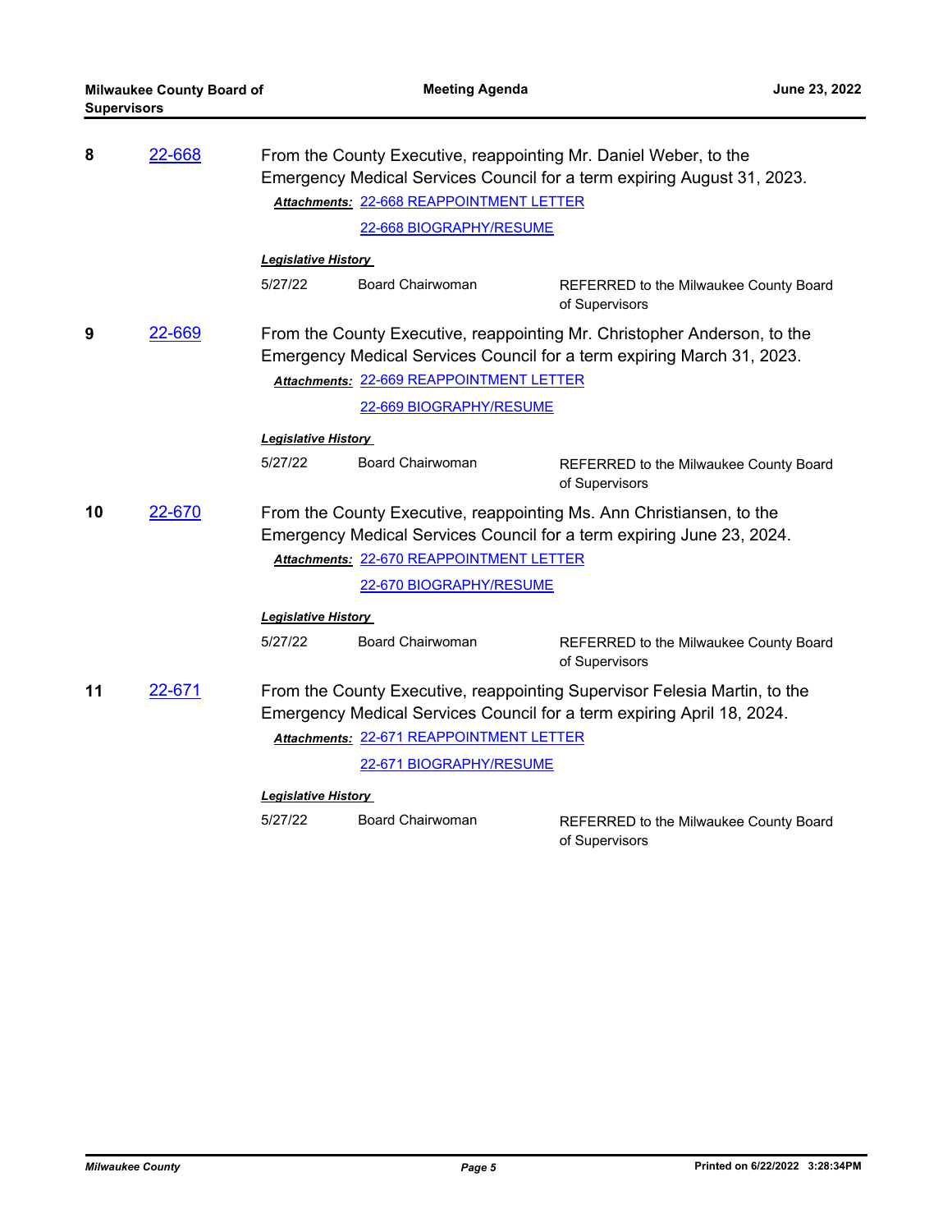**8** 22-668

From the County Executive, reappointing Mr. Daniel Weber, to the Emergency Medical Services Council for a term expiring August 31, 2023.

***Attachments:*** 22-668 REAPPOINTMENT LETTER

22-668 BIOGRAPHY/RESUME

***Legislative History***

| | | |
|---|---|---|
| 5/27/22 | Board Chairwoman | REFERRED to the Milwaukee County Board of Supervisors |

**9** 22-669

From the County Executive, reappointing Mr. Christopher Anderson, to the Emergency Medical Services Council for a term expiring March 31, 2023.

***Attachments:*** 22-669 REAPPOINTMENT LETTER

22-669 BIOGRAPHY/RESUME

***Legislative History***

| | | |
|---|---|---|
| 5/27/22 | Board Chairwoman | REFERRED to the Milwaukee County Board of Supervisors |

**10** 22-670

From the County Executive, reappointing Ms. Ann Christiansen, to the Emergency Medical Services Council for a term expiring June 23, 2024.

***Attachments:*** 22-670 REAPPOINTMENT LETTER

22-670 BIOGRAPHY/RESUME

***Legislative History***

| | | |
|---|---|---|
| 5/27/22 | Board Chairwoman | REFERRED to the Milwaukee County Board of Supervisors |

**11** 22-671

From the County Executive, reappointing Supervisor Felesia Martin, to the Emergency Medical Services Council for a term expiring April 18, 2024.

***Attachments:*** 22-671 REAPPOINTMENT LETTER

22-671 BIOGRAPHY/RESUME

***Legislative History***

| | | |
|---|---|---|
| 5/27/22 | Board Chairwoman | REFERRED to the Milwaukee County Board of Supervisors |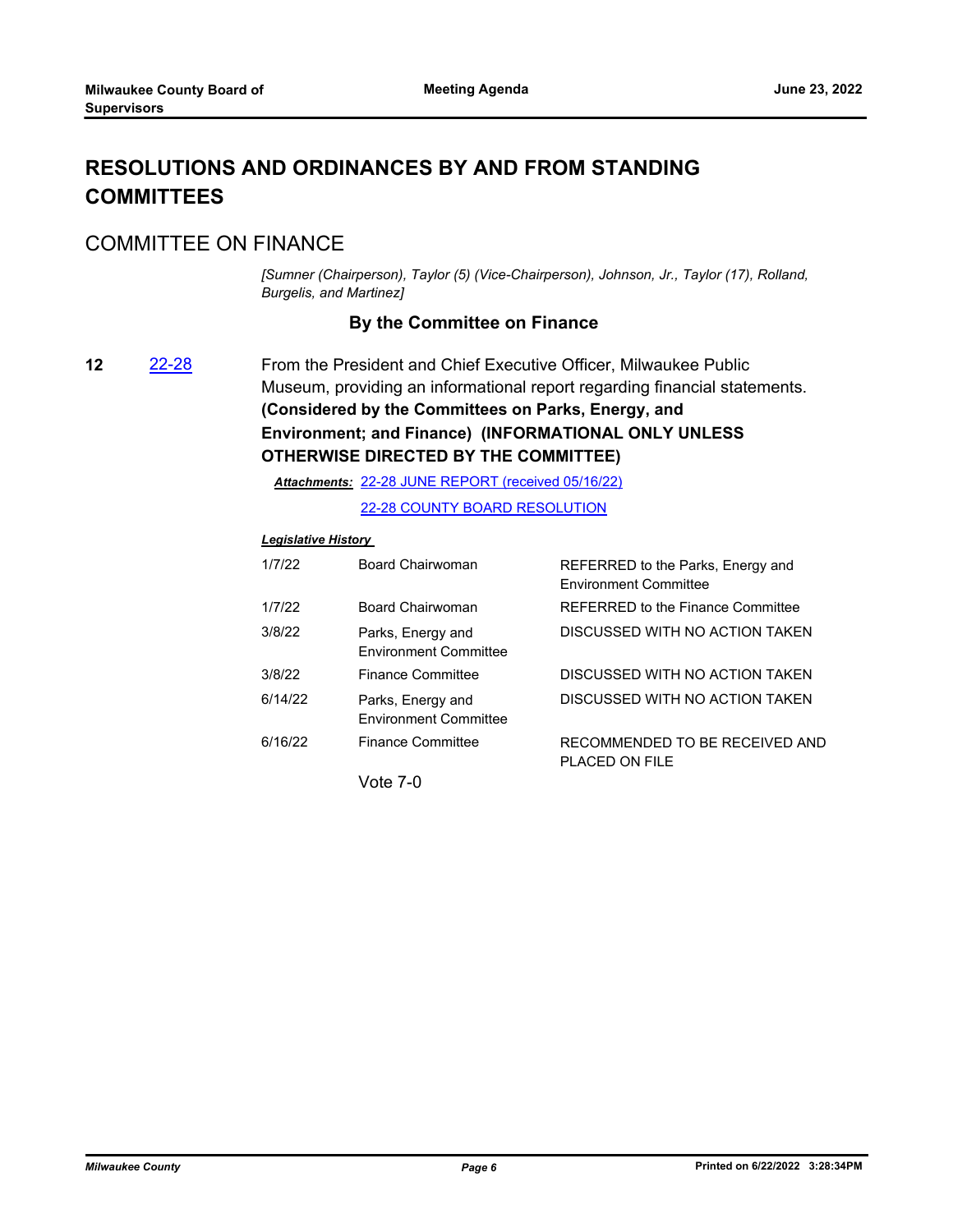# RESOLUTIONS AND ORDINANCES BY AND FROM STANDING COMMITTEES

## COMMITTEE ON FINANCE

*[Sumner (Chairperson), Taylor (5) (Vice-Chairperson), Johnson, Jr., Taylor (17), Rolland, Burgelis, and Martinez]*

### By the Committee on Finance

**12** 22-28 From the President and Chief Executive Officer, Milwaukee Public Museum, providing an informational report regarding financial statements. **(Considered by the Committees on Parks, Energy, and Environment; and Finance) (INFORMATIONAL ONLY UNLESS OTHERWISE DIRECTED BY THE COMMITTEE)**

***Attachments:*** 22-28 JUNE REPORT (received 05/16/22)

22-28 COUNTY BOARD RESOLUTION

***Legislative History***

| | | |
|---|---|---|
| 1/7/22 | Board Chairwoman | REFERRED to the Parks, Energy and Environment Committee |
| 1/7/22 | Board Chairwoman | REFERRED to the Finance Committee |
| 3/8/22 | Parks, Energy and Environment Committee | DISCUSSED WITH NO ACTION TAKEN |
| 3/8/22 | Finance Committee | DISCUSSED WITH NO ACTION TAKEN |
| 6/14/22 | Parks, Energy and Environment Committee | DISCUSSED WITH NO ACTION TAKEN |
| 6/16/22 | Finance Committee | RECOMMENDED TO BE RECEIVED AND PLACED ON FILE |

Vote 7-0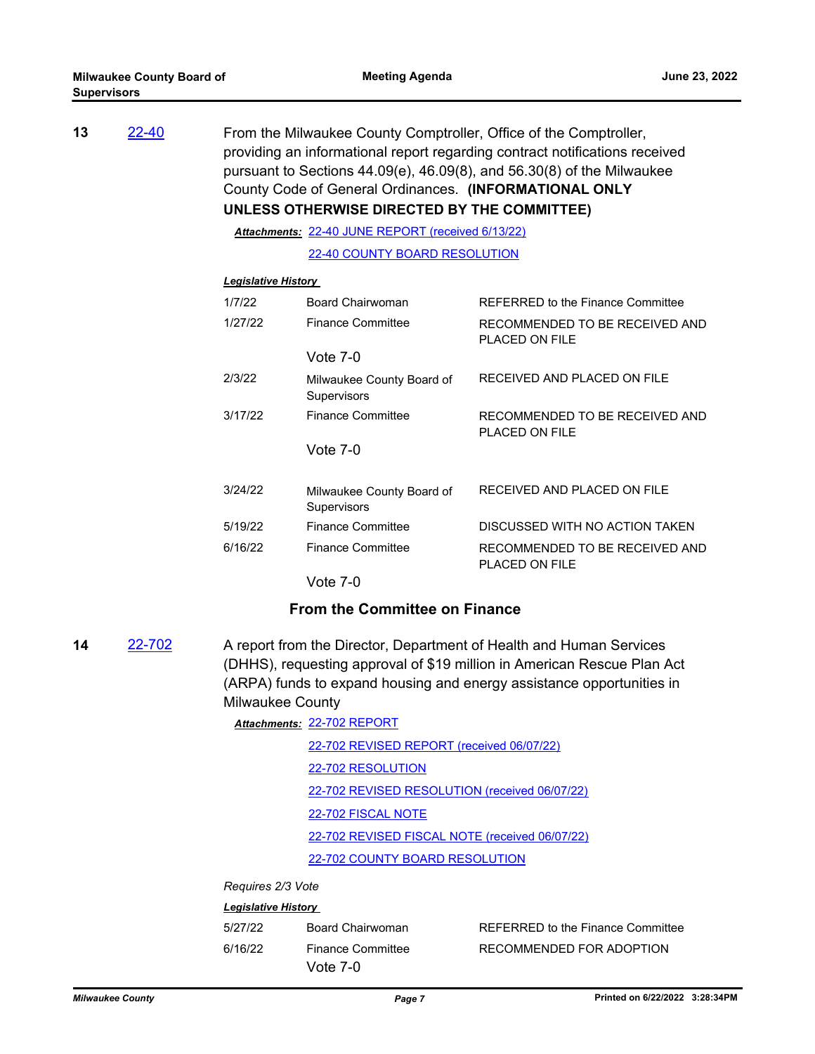**13** [22-40](#)

From the Milwaukee County Comptroller, Office of the Comptroller, providing an informational report regarding contract notifications received pursuant to Sections 44.09(e), 46.09(8), and 56.30(8) of the Milwaukee County Code of General Ordinances. **(INFORMATIONAL ONLY UNLESS OTHERWISE DIRECTED BY THE COMMITTEE)**

***Attachments:*** [22-40 JUNE REPORT (received 6/13/22)](#)

[22-40 COUNTY BOARD RESOLUTION](#)

***Legislative History***

| | | |
|---|---|---|
| 1/7/22 | Board Chairwoman | REFERRED to the Finance Committee |
| 1/27/22 | Finance Committee<br>Vote 7-0 | RECOMMENDED TO BE RECEIVED AND PLACED ON FILE |
| 2/3/22 | Milwaukee County Board of Supervisors | RECEIVED AND PLACED ON FILE |
| 3/17/22 | Finance Committee<br>Vote 7-0 | RECOMMENDED TO BE RECEIVED AND PLACED ON FILE |
| 3/24/22 | Milwaukee County Board of Supervisors | RECEIVED AND PLACED ON FILE |
| 5/19/22 | Finance Committee | DISCUSSED WITH NO ACTION TAKEN |
| 6/16/22 | Finance Committee<br>Vote 7-0 | RECOMMENDED TO BE RECEIVED AND PLACED ON FILE |

## From the Committee on Finance

**14** [22-702](#)

A report from the Director, Department of Health and Human Services (DHHS), requesting approval of $19 million in American Rescue Plan Act (ARPA) funds to expand housing and energy assistance opportunities in Milwaukee County

***Attachments:*** [22-702 REPORT](#)

[22-702 REVISED REPORT (received 06/07/22)](#)

[22-702 RESOLUTION](#)

[22-702 REVISED RESOLUTION (received 06/07/22)](#)

[22-702 FISCAL NOTE](#)

[22-702 REVISED FISCAL NOTE (received 06/07/22)](#)

[22-702 COUNTY BOARD RESOLUTION](#)

*Requires 2/3 Vote*

***Legislative History***

| | | |
|---|---|---|
| 5/27/22 | Board Chairwoman | REFERRED to the Finance Committee |
| 6/16/22 | Finance Committee<br>Vote 7-0 | RECOMMENDED FOR ADOPTION |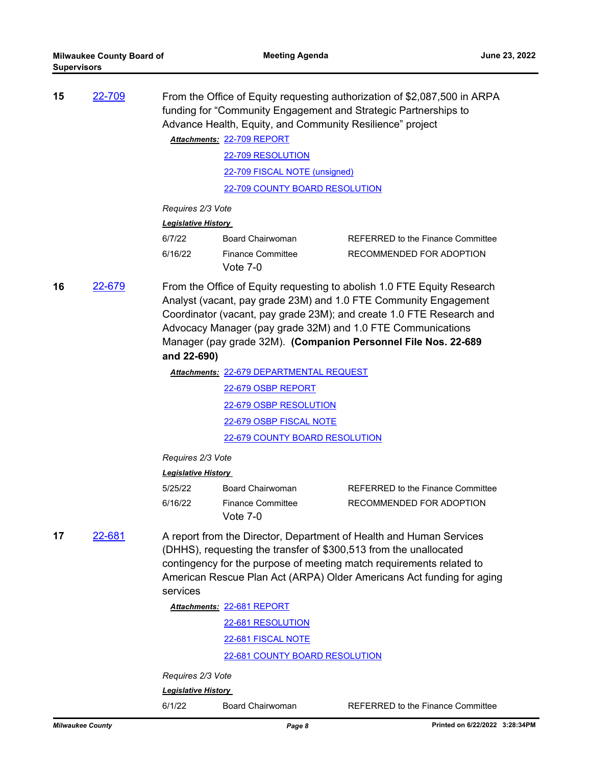**15** 22-709

From the Office of Equity requesting authorization of $2,087,500 in ARPA funding for "Community Engagement and Strategic Partnerships to Advance Health, Equity, and Community Resilience" project

***Attachments:*** 22-709 REPORT

22-709 RESOLUTION

22-709 FISCAL NOTE (unsigned)

22-709 COUNTY BOARD RESOLUTION

*Requires 2/3 Vote*

***Legislative History***

| | | |
|---|---|---|
| 6/7/22 | Board Chairwoman | REFERRED to the Finance Committee |
| 6/16/22 | Finance Committee<br>Vote 7-0 | RECOMMENDED FOR ADOPTION |

**16** 22-679

From the Office of Equity requesting to abolish 1.0 FTE Equity Research Analyst (vacant, pay grade 23M) and 1.0 FTE Community Engagement Coordinator (vacant, pay grade 23M); and create 1.0 FTE Research and Advocacy Manager (pay grade 32M) and 1.0 FTE Communications Manager (pay grade 32M). **(Companion Personnel File Nos. 22-689 and 22-690)**

***Attachments:*** 22-679 DEPARTMENTAL REQUEST

22-679 OSBP REPORT

22-679 OSBP RESOLUTION

22-679 OSBP FISCAL NOTE

22-679 COUNTY BOARD RESOLUTION

*Requires 2/3 Vote*

***Legislative History***

| | | |
|---|---|---|
| 5/25/22 | Board Chairwoman | REFERRED to the Finance Committee |
| 6/16/22 | Finance Committee<br>Vote 7-0 | RECOMMENDED FOR ADOPTION |

**17** 22-681

A report from the Director, Department of Health and Human Services (DHHS), requesting the transfer of $300,513 from the unallocated contingency for the purpose of meeting match requirements related to American Rescue Plan Act (ARPA) Older Americans Act funding for aging services

***Attachments:*** 22-681 REPORT

22-681 RESOLUTION

22-681 FISCAL NOTE

22-681 COUNTY BOARD RESOLUTION

*Requires 2/3 Vote*

***Legislative History***

| | | |
|---|---|---|
| 6/1/22 | Board Chairwoman | REFERRED to the Finance Committee |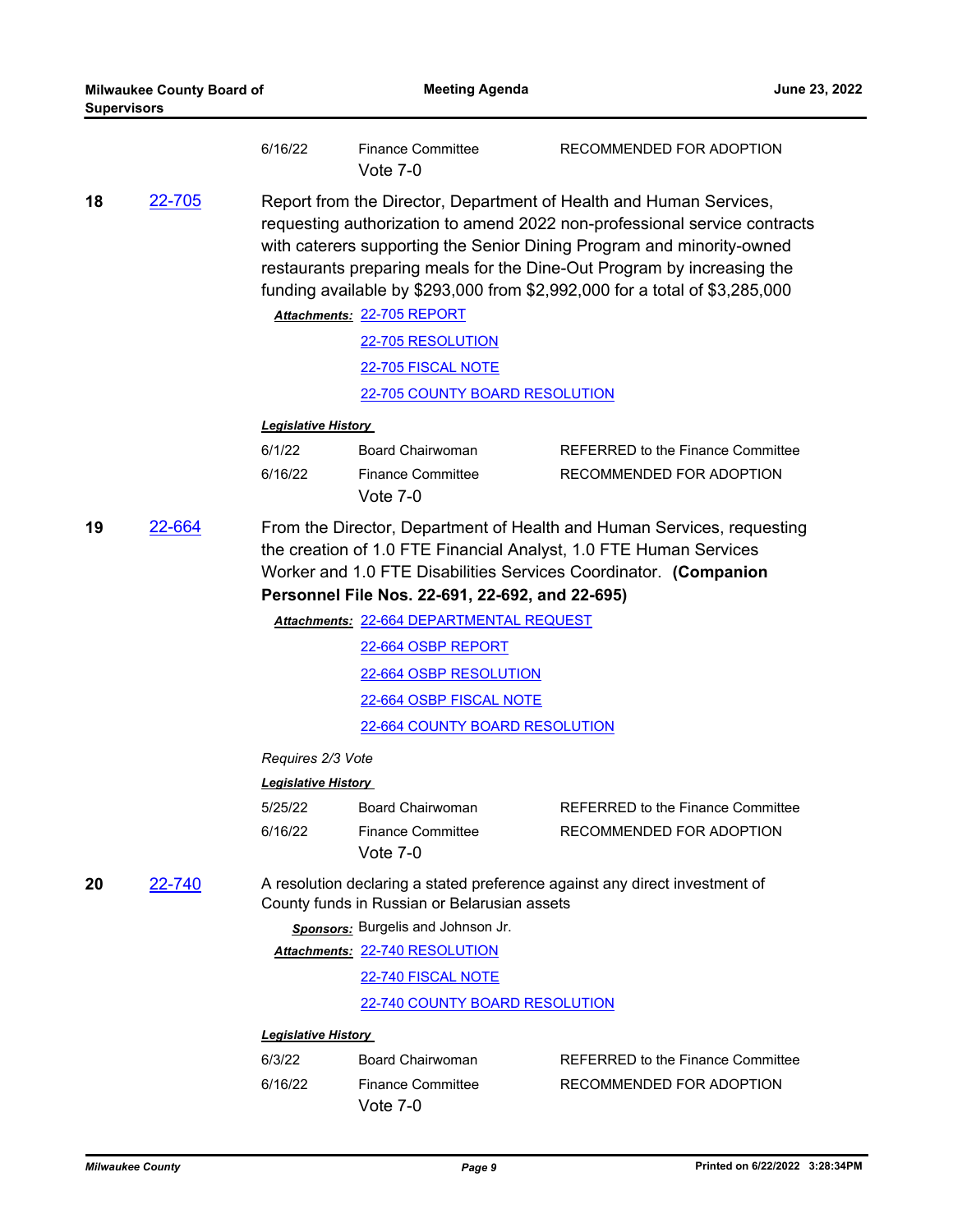| | | | |
|---|---|---|---|
| | 6/16/22 | Finance Committee<br>Vote 7-0 | RECOMMENDED FOR ADOPTION |

**18** [22-705]

Report from the Director, Department of Health and Human Services, requesting authorization to amend 2022 non-professional service contracts with caterers supporting the Senior Dining Program and minority-owned restaurants preparing meals for the Dine-Out Program by increasing the funding available by $293,000 from $2,992,000 for a total of $3,285,000

***Attachments:*** 22-705 REPORT

22-705 RESOLUTION

22-705 FISCAL NOTE

22-705 COUNTY BOARD RESOLUTION

***Legislative History***

| | | |
|---|---|---|
| 6/1/22 | Board Chairwoman | REFERRED to the Finance Committee |
| 6/16/22 | Finance Committee<br>Vote 7-0 | RECOMMENDED FOR ADOPTION |

**19** [22-664]

From the Director, Department of Health and Human Services, requesting the creation of 1.0 FTE Financial Analyst, 1.0 FTE Human Services Worker and 1.0 FTE Disabilities Services Coordinator. **(Companion Personnel File Nos. 22-691, 22-692, and 22-695)**

***Attachments:*** 22-664 DEPARTMENTAL REQUEST

22-664 OSBP REPORT

22-664 OSBP RESOLUTION

22-664 OSBP FISCAL NOTE

22-664 COUNTY BOARD RESOLUTION

*Requires 2/3 Vote*

***Legislative History***

| | | |
|---|---|---|
| 5/25/22 | Board Chairwoman | REFERRED to the Finance Committee |
| 6/16/22 | Finance Committee<br>Vote 7-0 | RECOMMENDED FOR ADOPTION |

**20** [22-740]

A resolution declaring a stated preference against any direct investment of County funds in Russian or Belarusian assets

***Sponsors:*** Burgelis and Johnson Jr.

***Attachments:*** 22-740 RESOLUTION

22-740 FISCAL NOTE

22-740 COUNTY BOARD RESOLUTION

***Legislative History***

| | | |
|---|---|---|
| 6/3/22 | Board Chairwoman | REFERRED to the Finance Committee |
| 6/16/22 | Finance Committee<br>Vote 7-0 | RECOMMENDED FOR ADOPTION |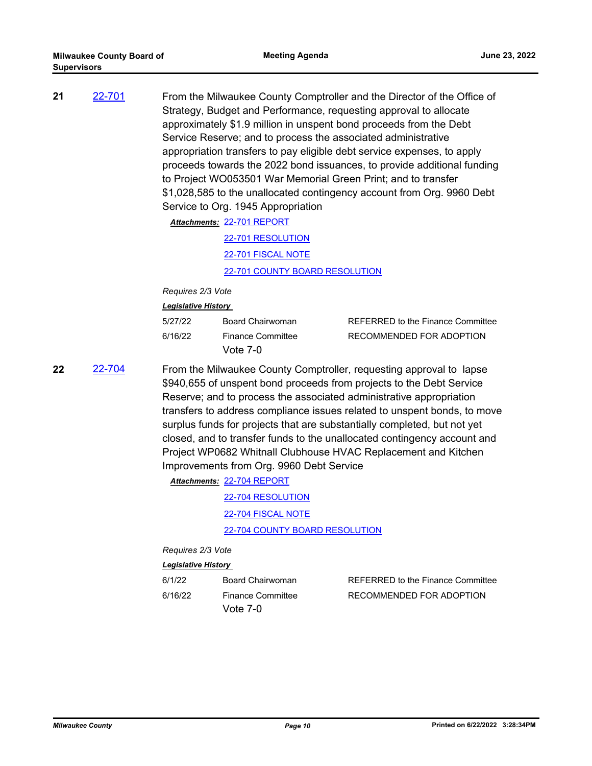**21** 22-701

From the Milwaukee County Comptroller and the Director of the Office of Strategy, Budget and Performance, requesting approval to allocate approximately $1.9 million in unspent bond proceeds from the Debt Service Reserve; and to process the associated administrative appropriation transfers to pay eligible debt service expenses, to apply proceeds towards the 2022 bond issuances, to provide additional funding to Project WO053501 War Memorial Green Print; and to transfer $1,028,585 to the unallocated contingency account from Org. 9960 Debt Service to Org. 1945 Appropriation

***Attachments:*** 22-701 REPORT
22-701 RESOLUTION
22-701 FISCAL NOTE
22-701 COUNTY BOARD RESOLUTION

*Requires 2/3 Vote*

***Legislative History***

| | | |
|---|---|---|
| 5/27/22 | Board Chairwoman | REFERRED to the Finance Committee |
| 6/16/22 | Finance Committee | RECOMMENDED FOR ADOPTION |
| | Vote 7-0 | |

**22** 22-704

From the Milwaukee County Comptroller, requesting approval to lapse $940,655 of unspent bond proceeds from projects to the Debt Service Reserve; and to process the associated administrative appropriation transfers to address compliance issues related to unspent bonds, to move surplus funds for projects that are substantially completed, but not yet closed, and to transfer funds to the unallocated contingency account and Project WP0682 Whitnall Clubhouse HVAC Replacement and Kitchen Improvements from Org. 9960 Debt Service

***Attachments:*** 22-704 REPORT
22-704 RESOLUTION
22-704 FISCAL NOTE
22-704 COUNTY BOARD RESOLUTION

*Requires 2/3 Vote*

***Legislative History***

| | | |
|---|---|---|
| 6/1/22 | Board Chairwoman | REFERRED to the Finance Committee |
| 6/16/22 | Finance Committee | RECOMMENDED FOR ADOPTION |
| | Vote 7-0 | |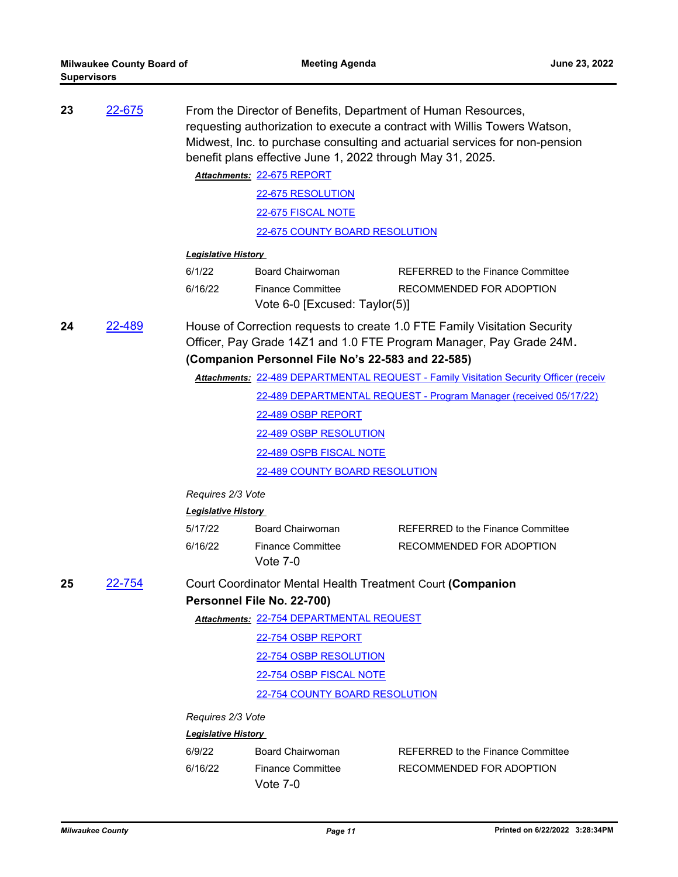**23** [22-675]

From the Director of Benefits, Department of Human Resources, requesting authorization to execute a contract with Willis Towers Watson, Midwest, Inc. to purchase consulting and actuarial services for non-pension benefit plans effective June 1, 2022 through May 31, 2025.

***Attachments:*** 22-675 REPORT
22-675 RESOLUTION
22-675 FISCAL NOTE
22-675 COUNTY BOARD RESOLUTION

***Legislative History***

| | | |
|---|---|---|
| 6/1/22 | Board Chairwoman | REFERRED to the Finance Committee |
| 6/16/22 | Finance Committee | RECOMMENDED FOR ADOPTION |

Vote 6-0 [Excused: Taylor(5)]

**24** [22-489]

House of Correction requests to create 1.0 FTE Family Visitation Security Officer, Pay Grade 14Z1 and 1.0 FTE Program Manager, Pay Grade 24M. **(Companion Personnel File No's 22-583 and 22-585)**

***Attachments:*** 22-489 DEPARTMENTAL REQUEST - Family Visitation Security Officer (receiv
22-489 DEPARTMENTAL REQUEST - Program Manager (received 05/17/22)
22-489 OSBP REPORT
22-489 OSBP RESOLUTION
22-489 OSPB FISCAL NOTE
22-489 COUNTY BOARD RESOLUTION

*Requires 2/3 Vote*

***Legislative History***

| | | |
|---|---|---|
| 5/17/22 | Board Chairwoman | REFERRED to the Finance Committee |
| 6/16/22 | Finance Committee | RECOMMENDED FOR ADOPTION |

Vote 7-0

**25** [22-754]

Court Coordinator Mental Health Treatment Court **(Companion Personnel File No. 22-700)**

***Attachments:*** 22-754 DEPARTMENTAL REQUEST
22-754 OSBP REPORT
22-754 OSBP RESOLUTION
22-754 OSBP FISCAL NOTE
22-754 COUNTY BOARD RESOLUTION

*Requires 2/3 Vote*

***Legislative History***

| | | |
|---|---|---|
| 6/9/22 | Board Chairwoman | REFERRED to the Finance Committee |
| 6/16/22 | Finance Committee | RECOMMENDED FOR ADOPTION |

Vote 7-0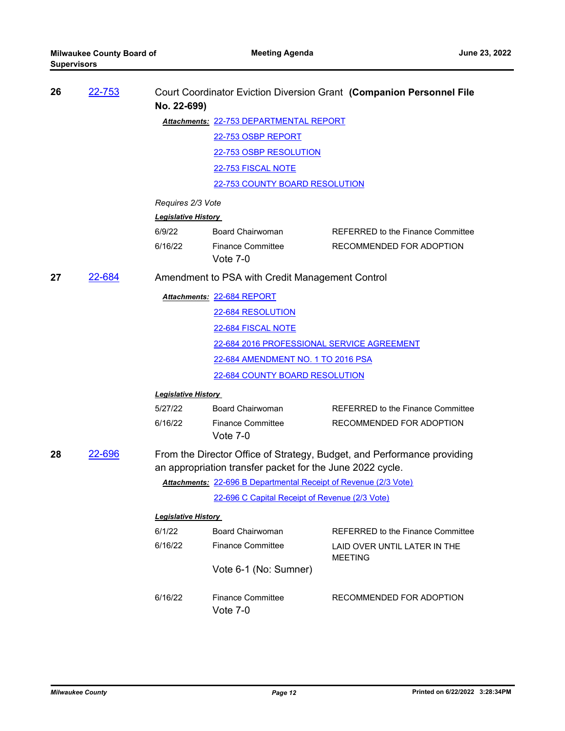**26** [22-753](22-753) Court Coordinator Eviction Diversion Grant **(Companion Personnel File No. 22-699)**

***Attachments:*** 22-753 DEPARTMENTAL REPORT
22-753 OSBP REPORT
22-753 OSBP RESOLUTION
22-753 FISCAL NOTE
22-753 COUNTY BOARD RESOLUTION

*Requires 2/3 Vote*

***Legislative History***

| | | |
|---|---|---|
| 6/9/22 | Board Chairwoman | REFERRED to the Finance Committee |
| 6/16/22 | Finance Committee<br>Vote 7-0 | RECOMMENDED FOR ADOPTION |

**27** 22-684 Amendment to PSA with Credit Management Control

***Attachments:*** 22-684 REPORT
22-684 RESOLUTION
22-684 FISCAL NOTE
22-684 2016 PROFESSIONAL SERVICE AGREEMENT
22-684 AMENDMENT NO. 1 TO 2016 PSA
22-684 COUNTY BOARD RESOLUTION

***Legislative History***

| | | |
|---|---|---|
| 5/27/22 | Board Chairwoman | REFERRED to the Finance Committee |
| 6/16/22 | Finance Committee<br>Vote 7-0 | RECOMMENDED FOR ADOPTION |

**28** 22-696 From the Director Office of Strategy, Budget, and Performance providing an appropriation transfer packet for the June 2022 cycle.

***Attachments:*** 22-696 B Departmental Receipt of Revenue (2/3 Vote)
22-696 C Capital Receipt of Revenue (2/3 Vote)

***Legislative History***

| | | |
|---|---|---|
| 6/1/22 | Board Chairwoman | REFERRED to the Finance Committee |
| 6/16/22 | Finance Committee<br>Vote 6-1 (No: Sumner) | LAID OVER UNTIL LATER IN THE MEETING |
| 6/16/22 | Finance Committee<br>Vote 7-0 | RECOMMENDED FOR ADOPTION |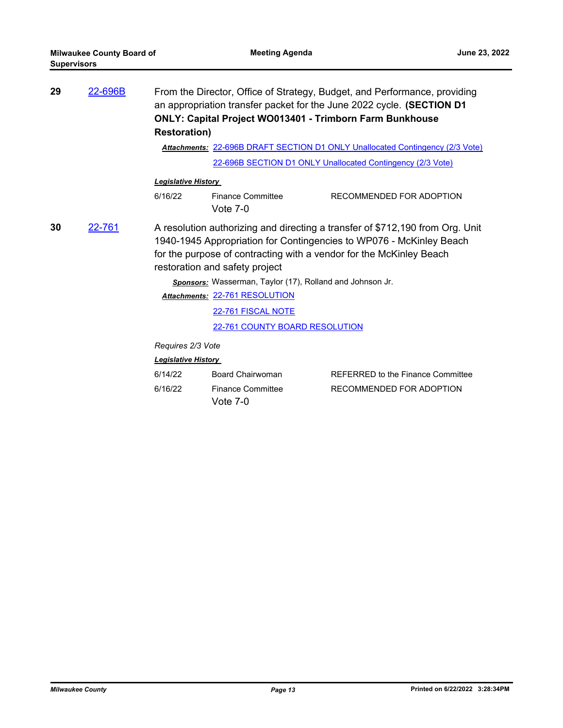**29** 22-696B From the Director, Office of Strategy, Budget, and Performance, providing an appropriation transfer packet for the June 2022 cycle. **(SECTION D1 ONLY: Capital Project WO013401 - Trimborn Farm Bunkhouse Restoration)**

***Attachments:*** 22-696B DRAFT SECTION D1 ONLY Unallocated Contingency (2/3 Vote)

22-696B SECTION D1 ONLY Unallocated Contingency (2/3 Vote)

***Legislative History***

| | | |
|---|---|---|
| 6/16/22 | Finance Committee<br>Vote 7-0 | RECOMMENDED FOR ADOPTION |

**30** 22-761 A resolution authorizing and directing a transfer of $712,190 from Org. Unit 1940-1945 Appropriation for Contingencies to WP076 - McKinley Beach for the purpose of contracting with a vendor for the McKinley Beach restoration and safety project

***Sponsors:*** Wasserman, Taylor (17), Rolland and Johnson Jr.

***Attachments:*** 22-761 RESOLUTION

22-761 FISCAL NOTE

22-761 COUNTY BOARD RESOLUTION

*Requires 2/3 Vote*

***Legislative History***

| | | |
|---|---|---|
| 6/14/22 | Board Chairwoman | REFERRED to the Finance Committee |
| 6/16/22 | Finance Committee<br>Vote 7-0 | RECOMMENDED FOR ADOPTION |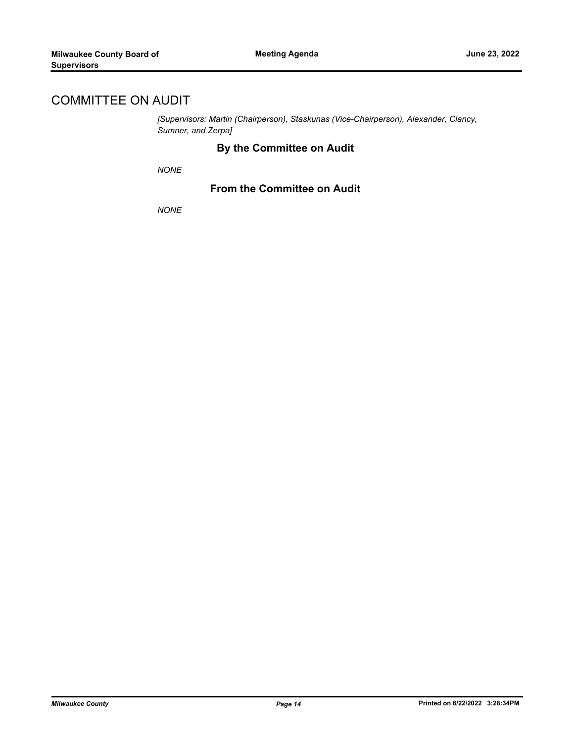## COMMITTEE ON AUDIT

*[Supervisors: Martin (Chairperson), Staskunas (Vice-Chairperson), Alexander, Clancy, Sumner, and Zerpa]*

### By the Committee on Audit

*NONE*

### From the Committee on Audit

*NONE*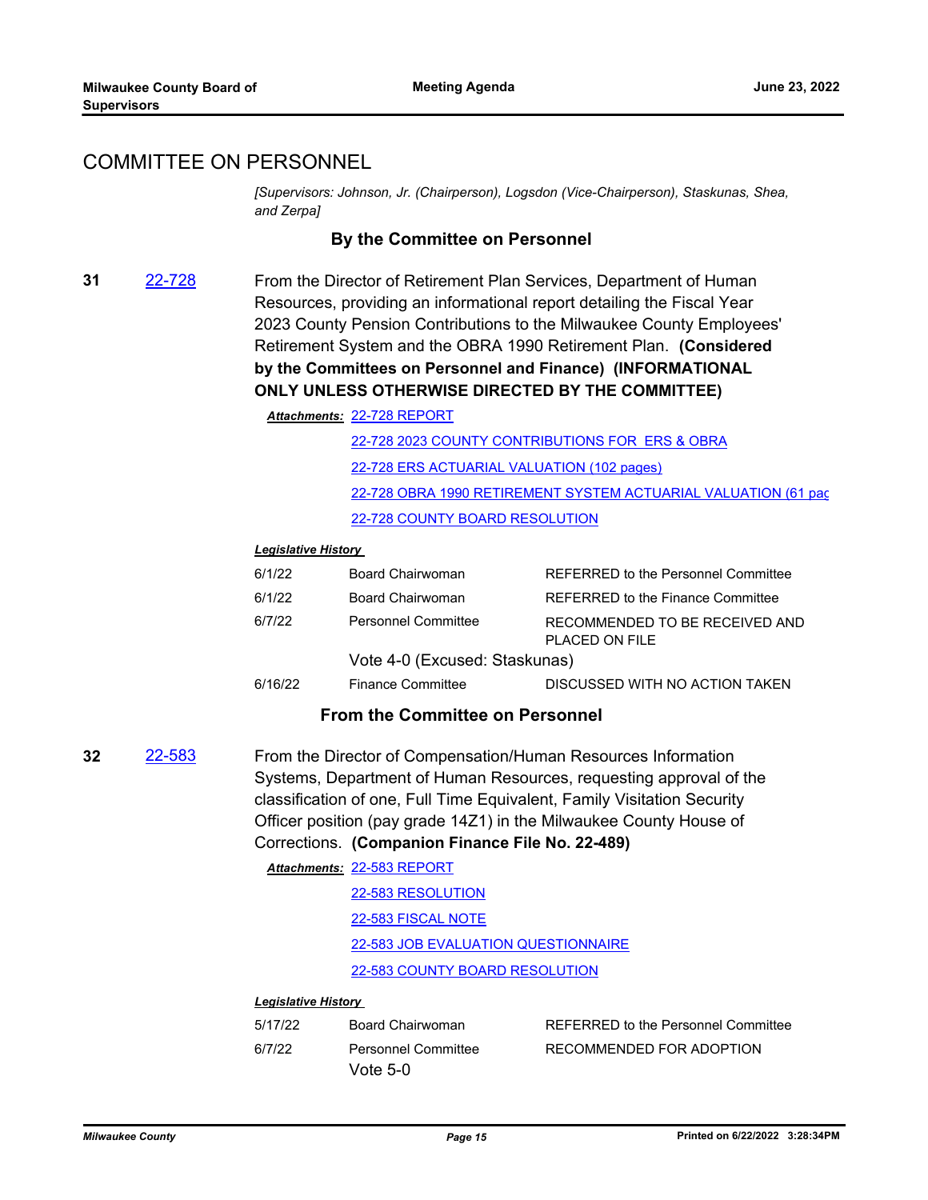## COMMITTEE ON PERSONNEL

*[Supervisors: Johnson, Jr. (Chairperson), Logsdon (Vice-Chairperson), Staskunas, Shea, and Zerpa]*

### By the Committee on Personnel

**31** 22-728 From the Director of Retirement Plan Services, Department of Human Resources, providing an informational report detailing the Fiscal Year 2023 County Pension Contributions to the Milwaukee County Employees' Retirement System and the OBRA 1990 Retirement Plan. **(Considered by the Committees on Personnel and Finance) (INFORMATIONAL ONLY UNLESS OTHERWISE DIRECTED BY THE COMMITTEE)**

***Attachments:*** 22-728 REPORT
22-728 2023 COUNTY CONTRIBUTIONS FOR ERS & OBRA
22-728 ERS ACTUARIAL VALUATION (102 pages)
22-728 OBRA 1990 RETIREMENT SYSTEM ACTUARIAL VALUATION (61 pag
22-728 COUNTY BOARD RESOLUTION

***Legislative History***

| | | |
|---|---|---|
| 6/1/22 | Board Chairwoman | REFERRED to the Personnel Committee |
| 6/1/22 | Board Chairwoman | REFERRED to the Finance Committee |
| 6/7/22 | Personnel Committee | RECOMMENDED TO BE RECEIVED AND PLACED ON FILE |
| | Vote 4-0 (Excused: Staskunas) | |
| 6/16/22 | Finance Committee | DISCUSSED WITH NO ACTION TAKEN |

### From the Committee on Personnel

**32** 22-583 From the Director of Compensation/Human Resources Information Systems, Department of Human Resources, requesting approval of the classification of one, Full Time Equivalent, Family Visitation Security Officer position (pay grade 14Z1) in the Milwaukee County House of Corrections. **(Companion Finance File No. 22-489)**

***Attachments:*** 22-583 REPORT
22-583 RESOLUTION
22-583 FISCAL NOTE
22-583 JOB EVALUATION QUESTIONNAIRE
22-583 COUNTY BOARD RESOLUTION

***Legislative History***

| | | |
|---|---|---|
| 5/17/22 | Board Chairwoman | REFERRED to the Personnel Committee |
| 6/7/22 | Personnel Committee | RECOMMENDED FOR ADOPTION |
| | Vote 5-0 | |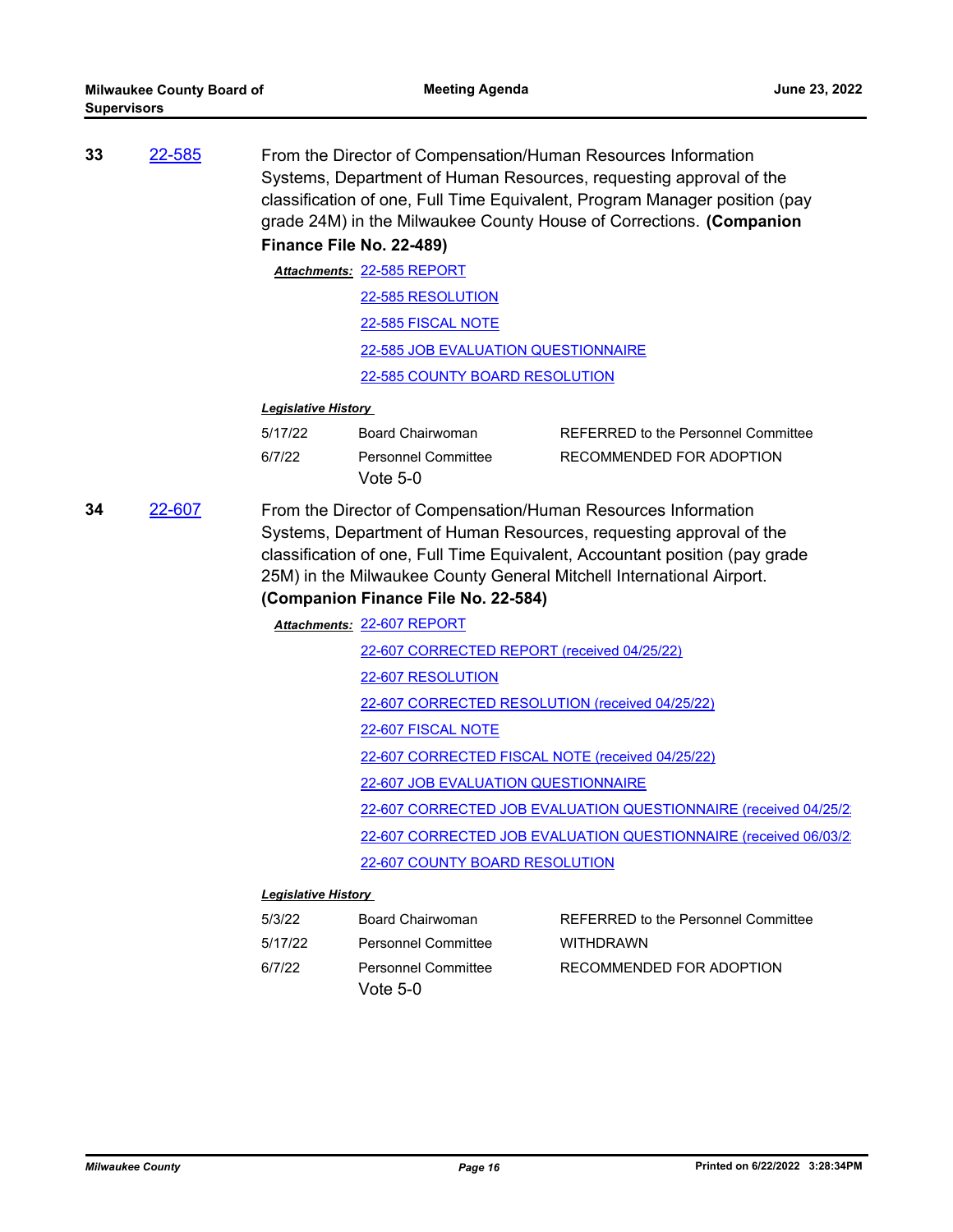**33** [22-585](22-585)

From the Director of Compensation/Human Resources Information Systems, Department of Human Resources, requesting approval of the classification of one, Full Time Equivalent, Program Manager position (pay grade 24M) in the Milwaukee County House of Corrections. **(Companion Finance File No. 22-489)**

***Attachments:*** 22-585 REPORT
22-585 RESOLUTION
22-585 FISCAL NOTE
22-585 JOB EVALUATION QUESTIONNAIRE
22-585 COUNTY BOARD RESOLUTION

***Legislative History***

| | | |
|---|---|---|
| 5/17/22 | Board Chairwoman | REFERRED to the Personnel Committee |
| 6/7/22 | Personnel Committee<br>Vote 5-0 | RECOMMENDED FOR ADOPTION |

**34** [22-607](22-607)

From the Director of Compensation/Human Resources Information Systems, Department of Human Resources, requesting approval of the classification of one, Full Time Equivalent, Accountant position (pay grade 25M) in the Milwaukee County General Mitchell International Airport. **(Companion Finance File No. 22-584)**

***Attachments:*** 22-607 REPORT
22-607 CORRECTED REPORT (received 04/25/22)
22-607 RESOLUTION
22-607 CORRECTED RESOLUTION (received 04/25/22)
22-607 FISCAL NOTE
22-607 CORRECTED FISCAL NOTE (received 04/25/22)
22-607 JOB EVALUATION QUESTIONNAIRE
22-607 CORRECTED JOB EVALUATION QUESTIONNAIRE (received 04/25/2
22-607 CORRECTED JOB EVALUATION QUESTIONNAIRE (received 06/03/2
22-607 COUNTY BOARD RESOLUTION

***Legislative History***

| | | |
|---|---|---|
| 5/3/22 | Board Chairwoman | REFERRED to the Personnel Committee |
| 5/17/22 | Personnel Committee | WITHDRAWN |
| 6/7/22 | Personnel Committee<br>Vote 5-0 | RECOMMENDED FOR ADOPTION |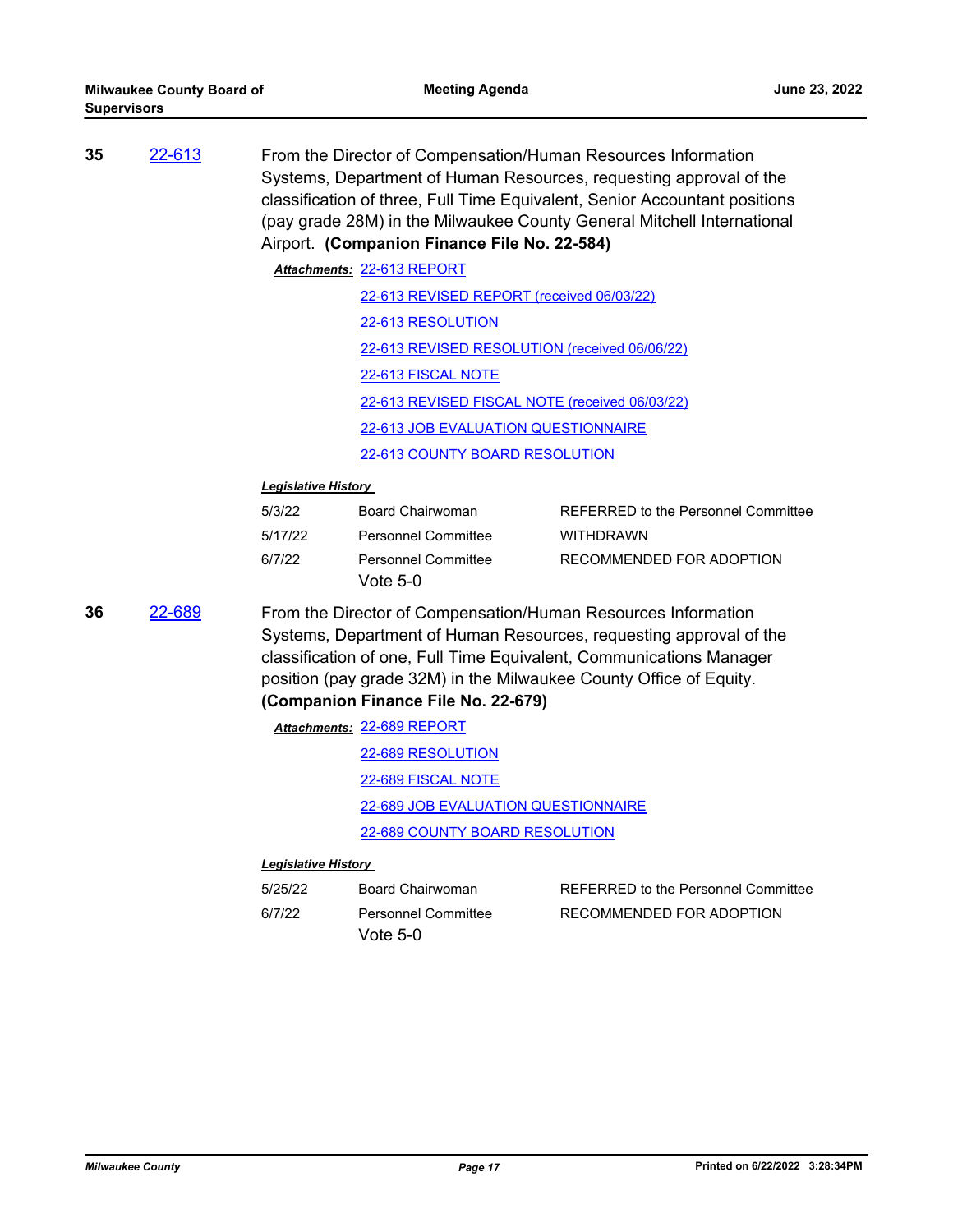**35** 22-613

From the Director of Compensation/Human Resources Information Systems, Department of Human Resources, requesting approval of the classification of three, Full Time Equivalent, Senior Accountant positions (pay grade 28M) in the Milwaukee County General Mitchell International Airport. **(Companion Finance File No. 22-584)**

***Attachments:*** 22-613 REPORT

22-613 REVISED REPORT (received 06/03/22)

22-613 RESOLUTION

22-613 REVISED RESOLUTION (received 06/06/22)

22-613 FISCAL NOTE

22-613 REVISED FISCAL NOTE (received 06/03/22)

22-613 JOB EVALUATION QUESTIONNAIRE

22-613 COUNTY BOARD RESOLUTION

***Legislative History***

| | | |
|---|---|---|
| 5/3/22 | Board Chairwoman | REFERRED to the Personnel Committee |
| 5/17/22 | Personnel Committee | WITHDRAWN |
| 6/7/22 | Personnel Committee<br>Vote 5-0 | RECOMMENDED FOR ADOPTION |

**36** 22-689

From the Director of Compensation/Human Resources Information Systems, Department of Human Resources, requesting approval of the classification of one, Full Time Equivalent, Communications Manager position (pay grade 32M) in the Milwaukee County Office of Equity. **(Companion Finance File No. 22-679)**

***Attachments:*** 22-689 REPORT

22-689 RESOLUTION

22-689 FISCAL NOTE

22-689 JOB EVALUATION QUESTIONNAIRE

22-689 COUNTY BOARD RESOLUTION

***Legislative History***

| | | |
|---|---|---|
| 5/25/22 | Board Chairwoman | REFERRED to the Personnel Committee |
| 6/7/22 | Personnel Committee<br>Vote 5-0 | RECOMMENDED FOR ADOPTION |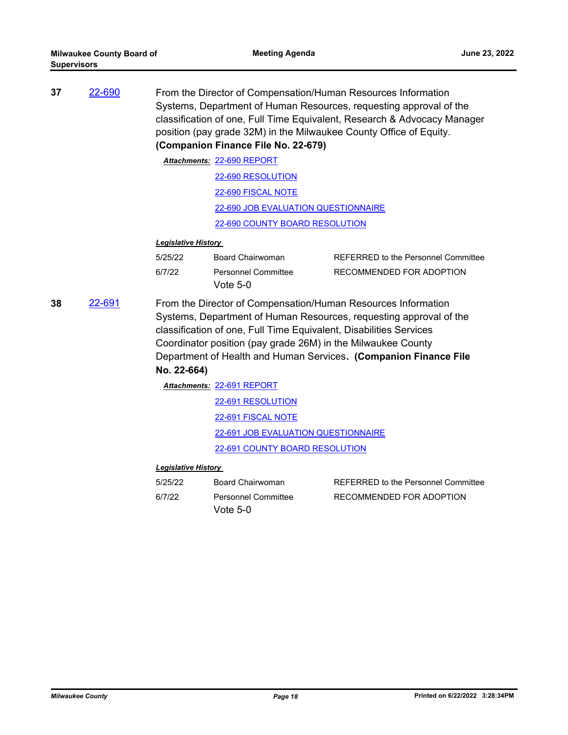**37** 22-690

From the Director of Compensation/Human Resources Information Systems, Department of Human Resources, requesting approval of the classification of one, Full Time Equivalent, Research & Advocacy Manager position (pay grade 32M) in the Milwaukee County Office of Equity. **(Companion Finance File No. 22-679)**

***Attachments:*** 22-690 REPORT

22-690 RESOLUTION

22-690 FISCAL NOTE

22-690 JOB EVALUATION QUESTIONNAIRE

22-690 COUNTY BOARD RESOLUTION

***Legislative History***

| | | |
|---|---|---|
| 5/25/22 | Board Chairwoman | REFERRED to the Personnel Committee |
| 6/7/22 | Personnel Committee<br>Vote 5-0 | RECOMMENDED FOR ADOPTION |

**38** 22-691

From the Director of Compensation/Human Resources Information Systems, Department of Human Resources, requesting approval of the classification of one, Full Time Equivalent, Disabilities Services Coordinator position (pay grade 26M) in the Milwaukee County Department of Health and Human Services**. (Companion Finance File No. 22-664)**

***Attachments:*** 22-691 REPORT

22-691 RESOLUTION

22-691 FISCAL NOTE

22-691 JOB EVALUATION QUESTIONNAIRE

22-691 COUNTY BOARD RESOLUTION

***Legislative History***

| | | |
|---|---|---|
| 5/25/22 | Board Chairwoman | REFERRED to the Personnel Committee |
| 6/7/22 | Personnel Committee<br>Vote 5-0 | RECOMMENDED FOR ADOPTION |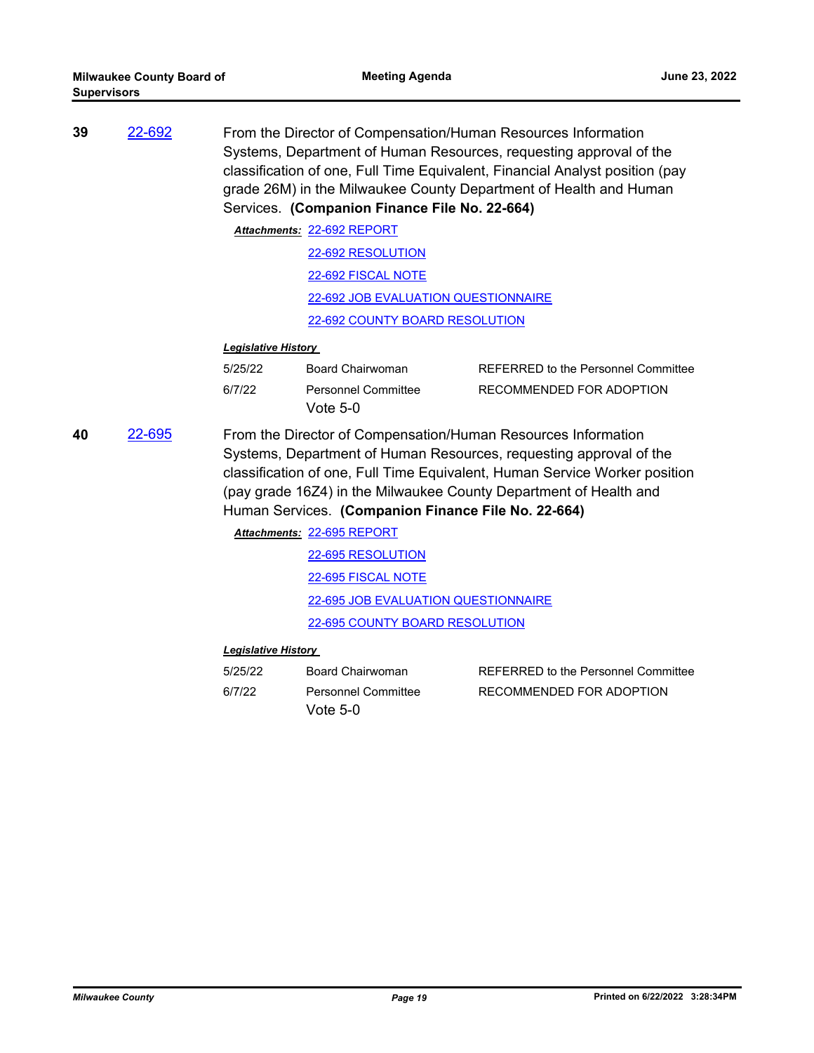**39** 22-692

From the Director of Compensation/Human Resources Information Systems, Department of Human Resources, requesting approval of the classification of one, Full Time Equivalent, Financial Analyst position (pay grade 26M) in the Milwaukee County Department of Health and Human Services. **(Companion Finance File No. 22-664)**

***Attachments:*** 22-692 REPORT
22-692 RESOLUTION
22-692 FISCAL NOTE
22-692 JOB EVALUATION QUESTIONNAIRE
22-692 COUNTY BOARD RESOLUTION

***Legislative History***

| | | |
|---|---|---|
| 5/25/22 | Board Chairwoman | REFERRED to the Personnel Committee |
| 6/7/22 | Personnel Committee<br>Vote 5-0 | RECOMMENDED FOR ADOPTION |

**40** 22-695

From the Director of Compensation/Human Resources Information Systems, Department of Human Resources, requesting approval of the classification of one, Full Time Equivalent, Human Service Worker position (pay grade 16Z4) in the Milwaukee County Department of Health and Human Services. **(Companion Finance File No. 22-664)**

***Attachments:*** 22-695 REPORT
22-695 RESOLUTION
22-695 FISCAL NOTE
22-695 JOB EVALUATION QUESTIONNAIRE
22-695 COUNTY BOARD RESOLUTION

***Legislative History***

| | | |
|---|---|---|
| 5/25/22 | Board Chairwoman | REFERRED to the Personnel Committee |
| 6/7/22 | Personnel Committee<br>Vote 5-0 | RECOMMENDED FOR ADOPTION |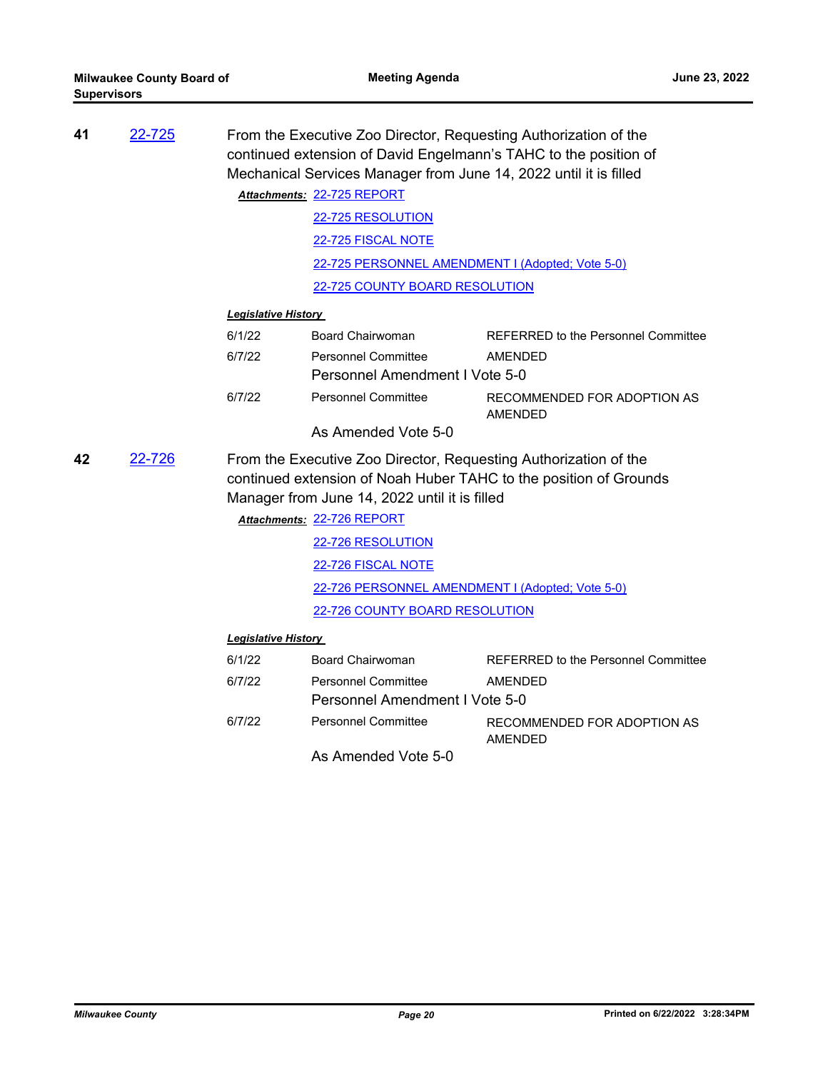**41** 22-725

From the Executive Zoo Director, Requesting Authorization of the continued extension of David Engelmann's TAHC to the position of Mechanical Services Manager from June 14, 2022 until it is filled

***Attachments:*** 22-725 REPORT

22-725 RESOLUTION

22-725 FISCAL NOTE

22-725 PERSONNEL AMENDMENT I (Adopted; Vote 5-0)

22-725 COUNTY BOARD RESOLUTION

***Legislative History***

| Date | Body | Action |
|---|---|---|
| 6/1/22 | Board Chairwoman | REFERRED to the Personnel Committee |
| 6/7/22 | Personnel Committee | AMENDED |
| | Personnel Amendment I Vote 5-0 | |
| 6/7/22 | Personnel Committee | RECOMMENDED FOR ADOPTION AS AMENDED |
| | As Amended Vote 5-0 | |

**42** 22-726

From the Executive Zoo Director, Requesting Authorization of the continued extension of Noah Huber TAHC to the position of Grounds Manager from June 14, 2022 until it is filled

***Attachments:*** 22-726 REPORT

22-726 RESOLUTION

22-726 FISCAL NOTE

22-726 PERSONNEL AMENDMENT I (Adopted; Vote 5-0)

22-726 COUNTY BOARD RESOLUTION

***Legislative History***

| Date | Body | Action |
|---|---|---|
| 6/1/22 | Board Chairwoman | REFERRED to the Personnel Committee |
| 6/7/22 | Personnel Committee | AMENDED |
| | Personnel Amendment I Vote 5-0 | |
| 6/7/22 | Personnel Committee | RECOMMENDED FOR ADOPTION AS AMENDED |
| | As Amended Vote 5-0 | |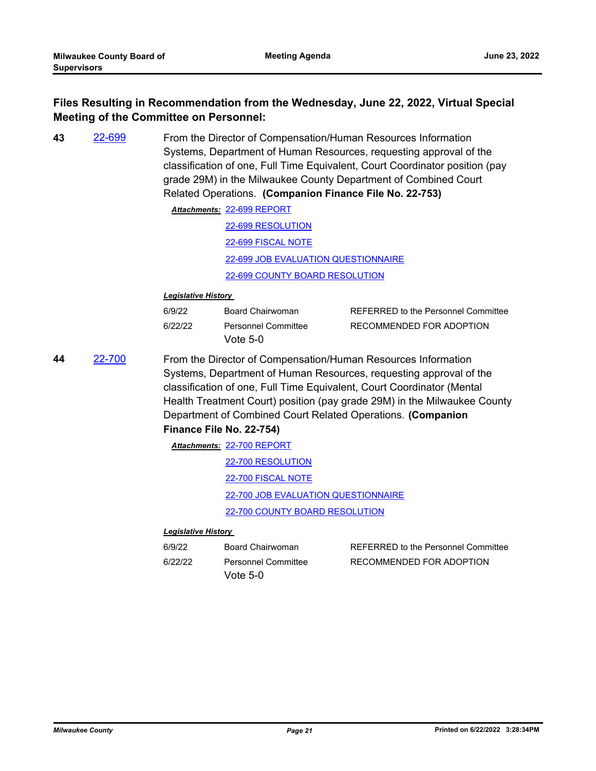## Files Resulting in Recommendation from the Wednesday, June 22, 2022, Virtual Special Meeting of the Committee on Personnel:

**43** 22-699

From the Director of Compensation/Human Resources Information Systems, Department of Human Resources, requesting approval of the classification of one, Full Time Equivalent, Court Coordinator position (pay grade 29M) in the Milwaukee County Department of Combined Court Related Operations. **(Companion Finance File No. 22-753)**

***Attachments:*** 22-699 REPORT

22-699 RESOLUTION

22-699 FISCAL NOTE

22-699 JOB EVALUATION QUESTIONNAIRE

22-699 COUNTY BOARD RESOLUTION

***Legislative History***

| | | |
|---|---|---|
| 6/9/22 | Board Chairwoman | REFERRED to the Personnel Committee |
| 6/22/22 | Personnel Committee Vote 5-0 | RECOMMENDED FOR ADOPTION |

**44** 22-700

From the Director of Compensation/Human Resources Information Systems, Department of Human Resources, requesting approval of the classification of one, Full Time Equivalent, Court Coordinator (Mental Health Treatment Court) position (pay grade 29M) in the Milwaukee County Department of Combined Court Related Operations. **(Companion Finance File No. 22-754)**

***Attachments:*** 22-700 REPORT

22-700 RESOLUTION

22-700 FISCAL NOTE

22-700 JOB EVALUATION QUESTIONNAIRE

22-700 COUNTY BOARD RESOLUTION

***Legislative History***

| | | |
|---|---|---|
| 6/9/22 | Board Chairwoman | REFERRED to the Personnel Committee |
| 6/22/22 | Personnel Committee Vote 5-0 | RECOMMENDED FOR ADOPTION |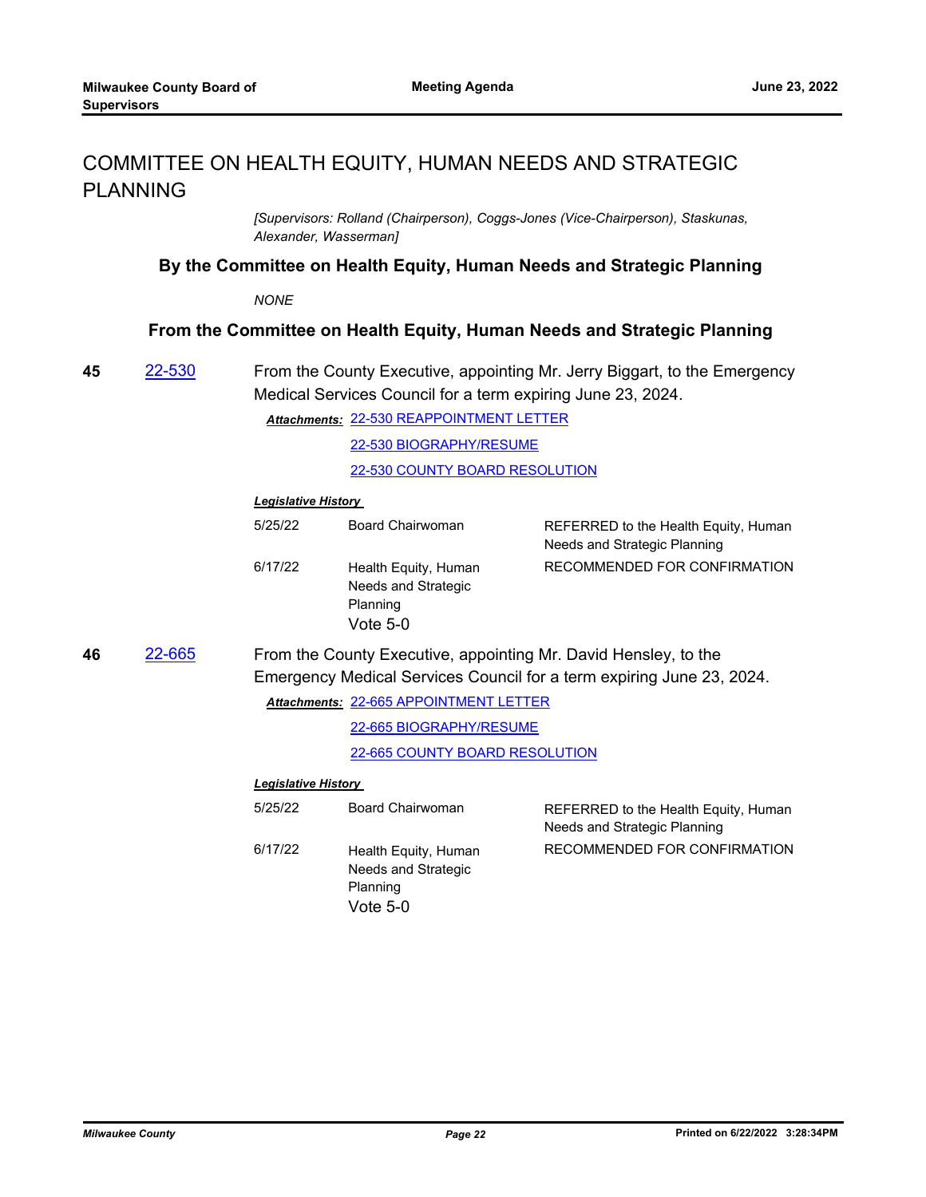# COMMITTEE ON HEALTH EQUITY, HUMAN NEEDS AND STRATEGIC PLANNING

*[Supervisors: Rolland (Chairperson), Coggs-Jones (Vice-Chairperson), Staskunas, Alexander, Wasserman]*

### By the Committee on Health Equity, Human Needs and Strategic Planning

*NONE*

### From the Committee on Health Equity, Human Needs and Strategic Planning

**45** 22-530 From the County Executive, appointing Mr. Jerry Biggart, to the Emergency Medical Services Council for a term expiring June 23, 2024.

***Attachments:*** 22-530 REAPPOINTMENT LETTER

22-530 BIOGRAPHY/RESUME

22-530 COUNTY BOARD RESOLUTION

***Legislative History***

| Date | Body | Action |
|---|---|---|
| 5/25/22 | Board Chairwoman | REFERRED to the Health Equity, Human Needs and Strategic Planning |
| 6/17/22 | Health Equity, Human Needs and Strategic Planning<br>Vote 5-0 | RECOMMENDED FOR CONFIRMATION |

**46** 22-665 From the County Executive, appointing Mr. David Hensley, to the Emergency Medical Services Council for a term expiring June 23, 2024.

***Attachments:*** 22-665 APPOINTMENT LETTER

22-665 BIOGRAPHY/RESUME

22-665 COUNTY BOARD RESOLUTION

***Legislative History***

| Date | Body | Action |
|---|---|---|
| 5/25/22 | Board Chairwoman | REFERRED to the Health Equity, Human Needs and Strategic Planning |
| 6/17/22 | Health Equity, Human Needs and Strategic Planning<br>Vote 5-0 | RECOMMENDED FOR CONFIRMATION |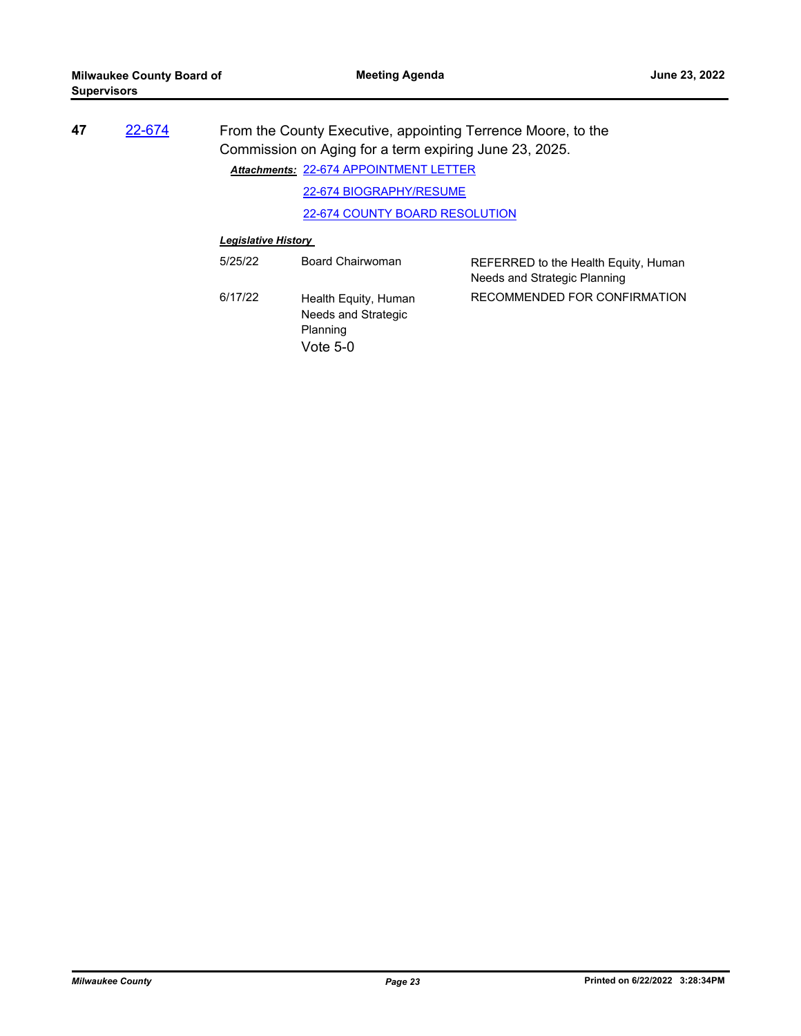**47** [22-674]

From the County Executive, appointing Terrence Moore, to the Commission on Aging for a term expiring June 23, 2025.

***Attachments:*** 22-674 APPOINTMENT LETTER

22-674 BIOGRAPHY/RESUME

22-674 COUNTY BOARD RESOLUTION

***Legislative History***

| | | |
|---|---|---|
| 5/25/22 | Board Chairwoman | REFERRED to the Health Equity, Human Needs and Strategic Planning |
| 6/17/22 | Health Equity, Human Needs and Strategic Planning<br>Vote 5-0 | RECOMMENDED FOR CONFIRMATION |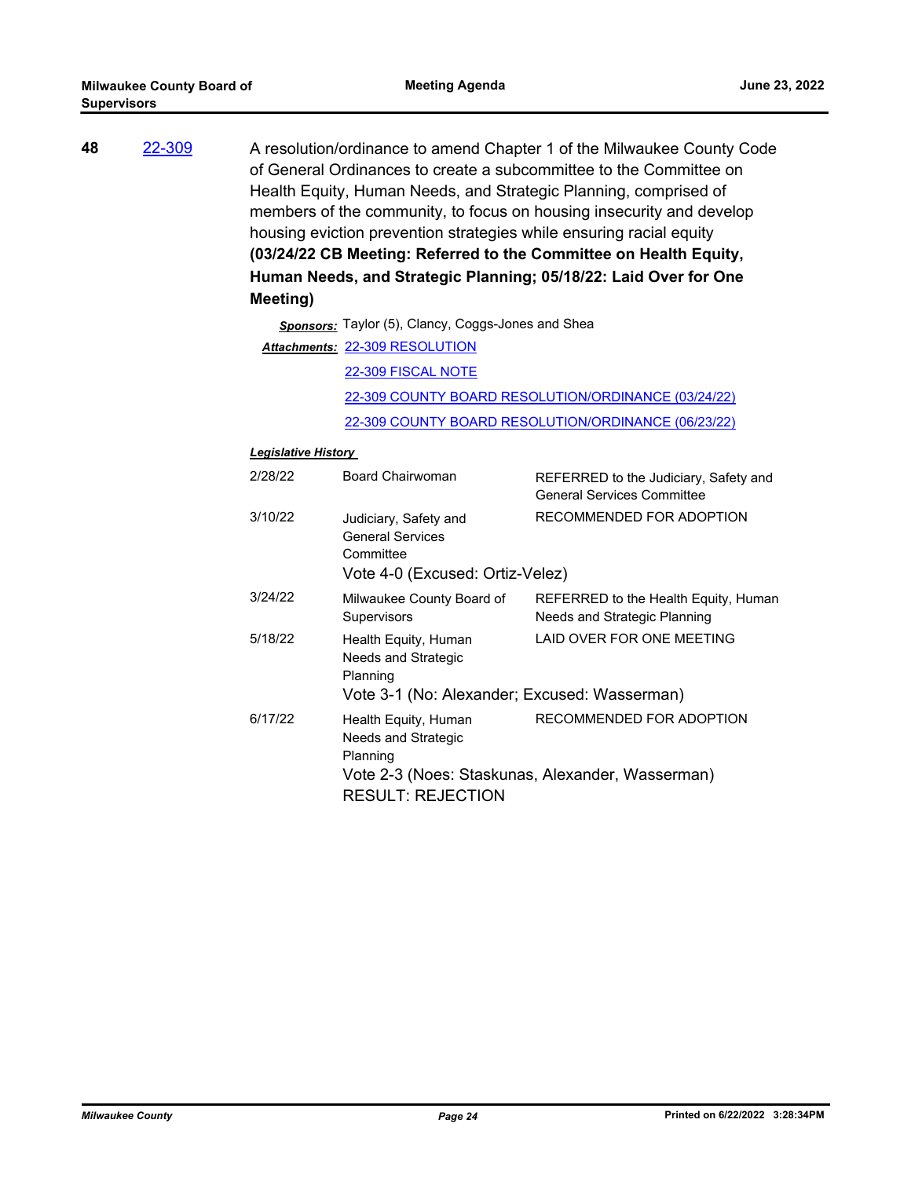**48** 22-309

A resolution/ordinance to amend Chapter 1 of the Milwaukee County Code of General Ordinances to create a subcommittee to the Committee on Health Equity, Human Needs, and Strategic Planning, comprised of members of the community, to focus on housing insecurity and develop housing eviction prevention strategies while ensuring racial equity **(03/24/22 CB Meeting: Referred to the Committee on Health Equity, Human Needs, and Strategic Planning; 05/18/22: Laid Over for One Meeting)**

***Sponsors:*** Taylor (5), Clancy, Coggs-Jones and Shea

***Attachments:*** 22-309 RESOLUTION

22-309 FISCAL NOTE

22-309 COUNTY BOARD RESOLUTION/ORDINANCE (03/24/22)

22-309 COUNTY BOARD RESOLUTION/ORDINANCE (06/23/22)

***Legislative History***

| Date | Body | Action |
| --- | --- | --- |
| 2/28/22 | Board Chairwoman | REFERRED to the Judiciary, Safety and General Services Committee |
| 3/10/22 | Judiciary, Safety and General Services Committee<br>Vote 4-0 (Excused: Ortiz-Velez) | RECOMMENDED FOR ADOPTION |
| 3/24/22 | Milwaukee County Board of Supervisors | REFERRED to the Health Equity, Human Needs and Strategic Planning |
| 5/18/22 | Health Equity, Human Needs and Strategic Planning<br>Vote 3-1 (No: Alexander; Excused: Wasserman) | LAID OVER FOR ONE MEETING |
| 6/17/22 | Health Equity, Human Needs and Strategic Planning<br>Vote 2-3 (Noes: Staskunas, Alexander, Wasserman)<br>RESULT: REJECTION | RECOMMENDED FOR ADOPTION |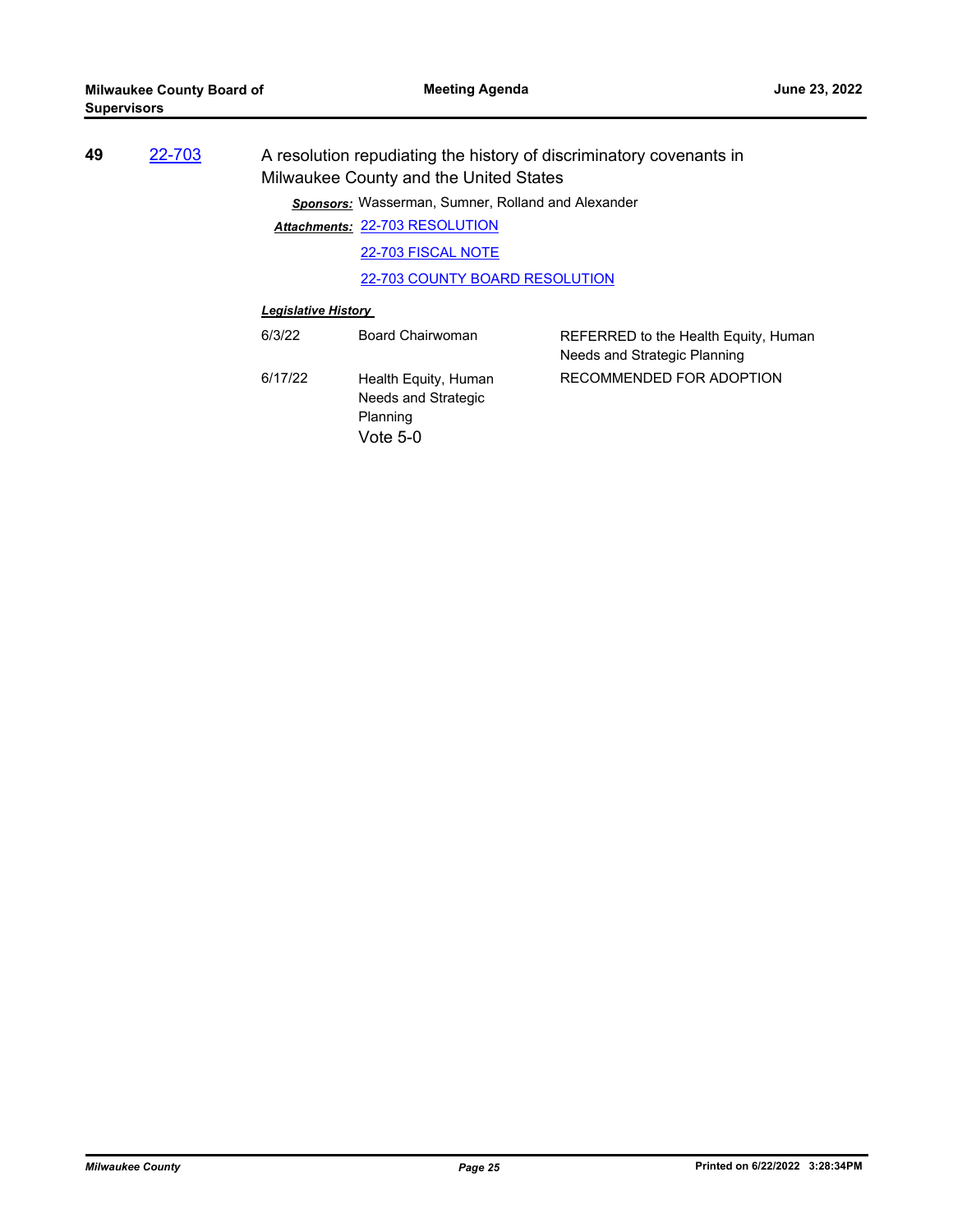**49** [22-703](22-703)

A resolution repudiating the history of discriminatory covenants in Milwaukee County and the United States

***Sponsors:*** Wasserman, Sumner, Rolland and Alexander

***Attachments:*** [22-703 RESOLUTION](22-703 RESOLUTION)

[22-703 FISCAL NOTE](22-703 FISCAL NOTE)

[22-703 COUNTY BOARD RESOLUTION](22-703 COUNTY BOARD RESOLUTION)

***Legislative History***

| | | |
|---|---|---|
| 6/3/22 | Board Chairwoman | REFERRED to the Health Equity, Human Needs and Strategic Planning |
| 6/17/22 | Health Equity, Human Needs and Strategic Planning<br>Vote 5-0 | RECOMMENDED FOR ADOPTION |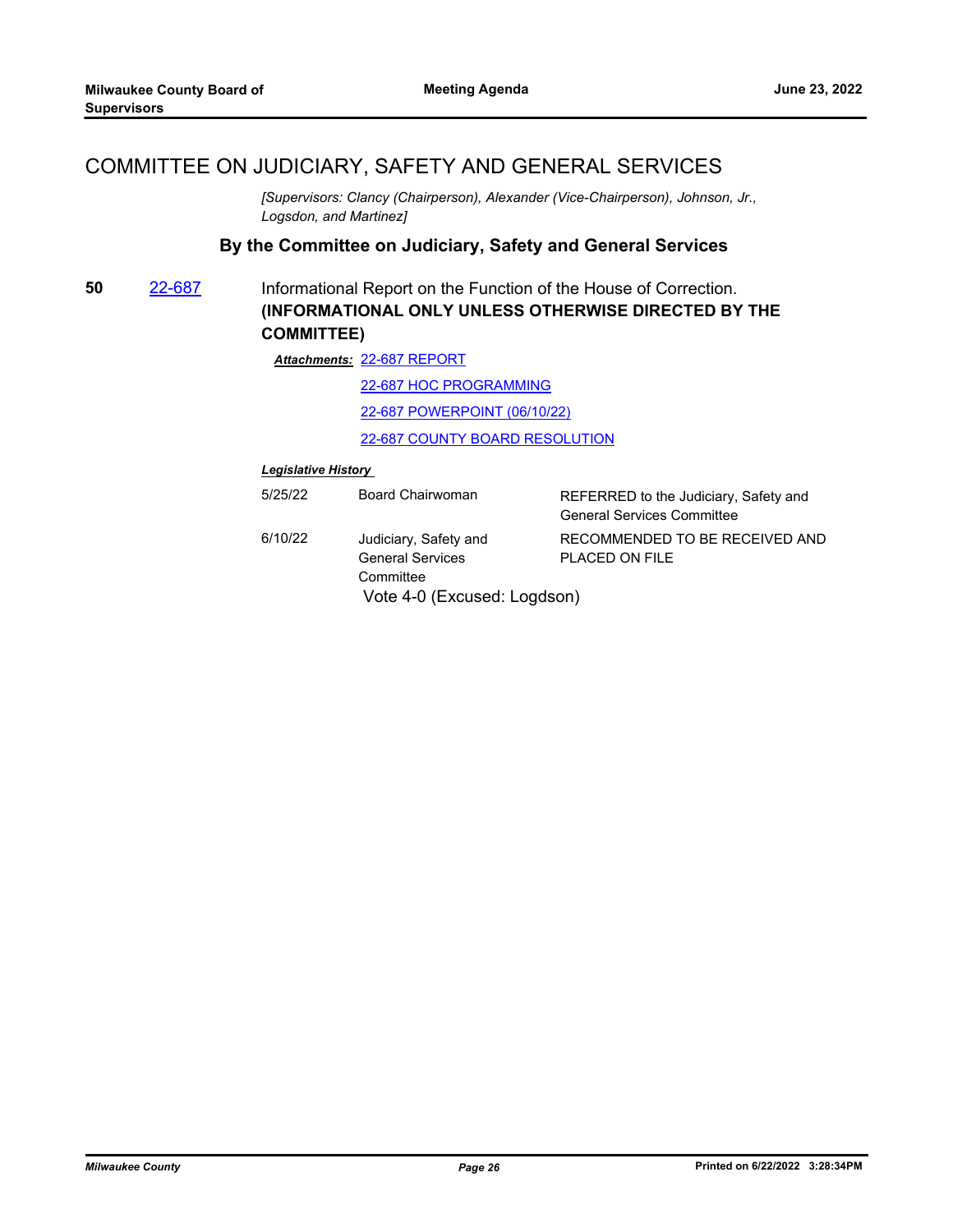## COMMITTEE ON JUDICIARY, SAFETY AND GENERAL SERVICES

*[Supervisors: Clancy (Chairperson), Alexander (Vice-Chairperson), Johnson, Jr., Logsdon, and Martinez]*

### By the Committee on Judiciary, Safety and General Services

**50** 22-687 Informational Report on the Function of the House of Correction. **(INFORMATIONAL ONLY UNLESS OTHERWISE DIRECTED BY THE COMMITTEE)**

***Attachments:*** 22-687 REPORT

22-687 HOC PROGRAMMING

22-687 POWERPOINT (06/10/22)

22-687 COUNTY BOARD RESOLUTION

***Legislative History***

| | | |
|---|---|---|
| 5/25/22 | Board Chairwoman | REFERRED to the Judiciary, Safety and General Services Committee |
| 6/10/22 | Judiciary, Safety and General Services Committee | RECOMMENDED TO BE RECEIVED AND PLACED ON FILE |

Vote 4-0 (Excused: Logdson)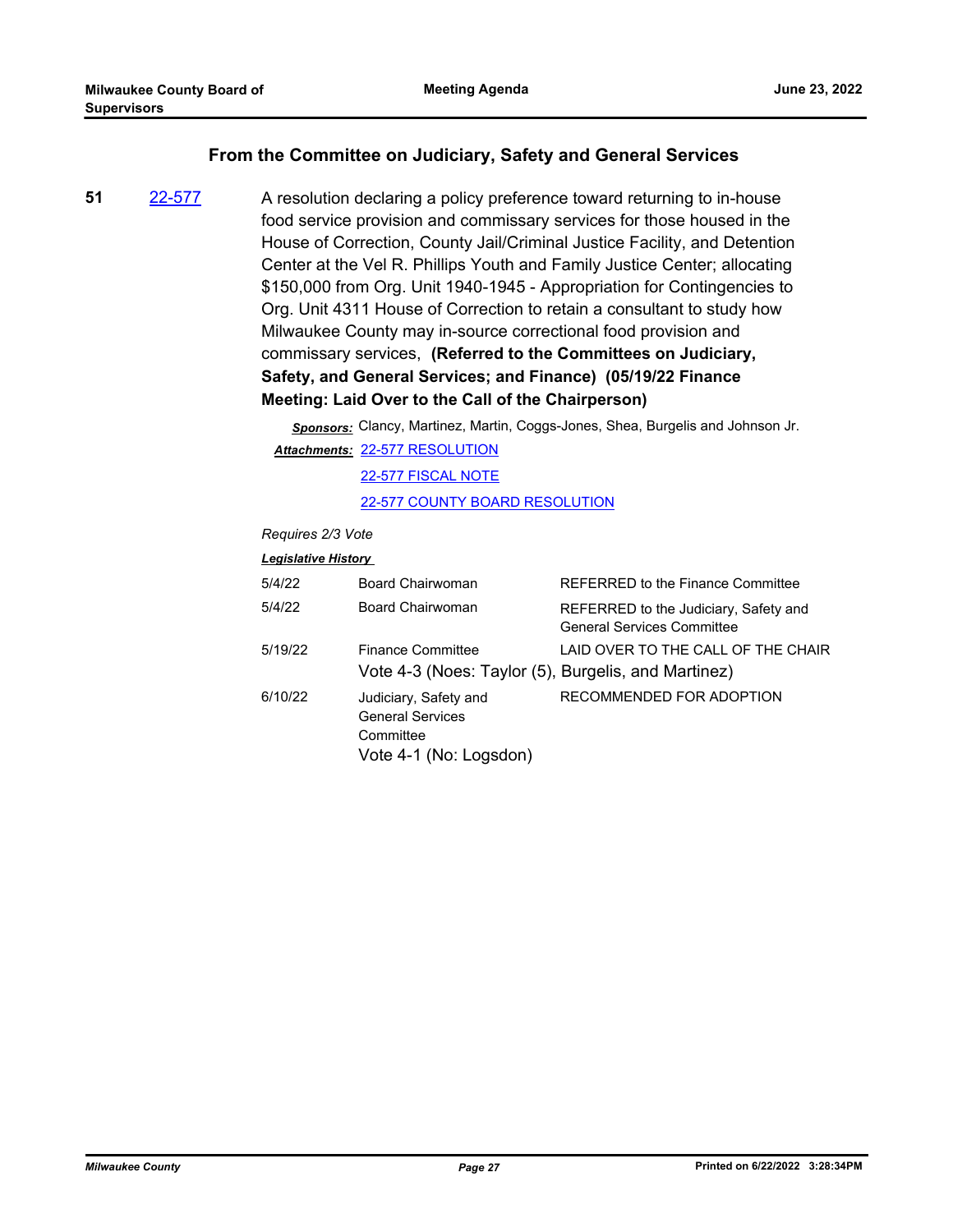## From the Committee on Judiciary, Safety and General Services

**51** 22-577 A resolution declaring a policy preference toward returning to in-house food service provision and commissary services for those housed in the House of Correction, County Jail/Criminal Justice Facility, and Detention Center at the Vel R. Phillips Youth and Family Justice Center; allocating $150,000 from Org. Unit 1940-1945 - Appropriation for Contingencies to Org. Unit 4311 House of Correction to retain a consultant to study how Milwaukee County may in-source correctional food provision and commissary services, **(Referred to the Committees on Judiciary, Safety, and General Services; and Finance) (05/19/22 Finance Meeting: Laid Over to the Call of the Chairperson)**

***Sponsors:*** Clancy, Martinez, Martin, Coggs-Jones, Shea, Burgelis and Johnson Jr.

***Attachments:*** 22-577 RESOLUTION

22-577 FISCAL NOTE

22-577 COUNTY BOARD RESOLUTION

*Requires 2/3 Vote*

***Legislative History***

| Date | Body | Action |
|---|---|---|
| 5/4/22 | Board Chairwoman | REFERRED to the Finance Committee |
| 5/4/22 | Board Chairwoman | REFERRED to the Judiciary, Safety and General Services Committee |
| 5/19/22 | Finance Committee | LAID OVER TO THE CALL OF THE CHAIR |
| | Vote 4-3 (Noes: Taylor (5), Burgelis, and Martinez) | |
| 6/10/22 | Judiciary, Safety and General Services Committee | RECOMMENDED FOR ADOPTION |
| | Vote 4-1 (No: Logsdon) | |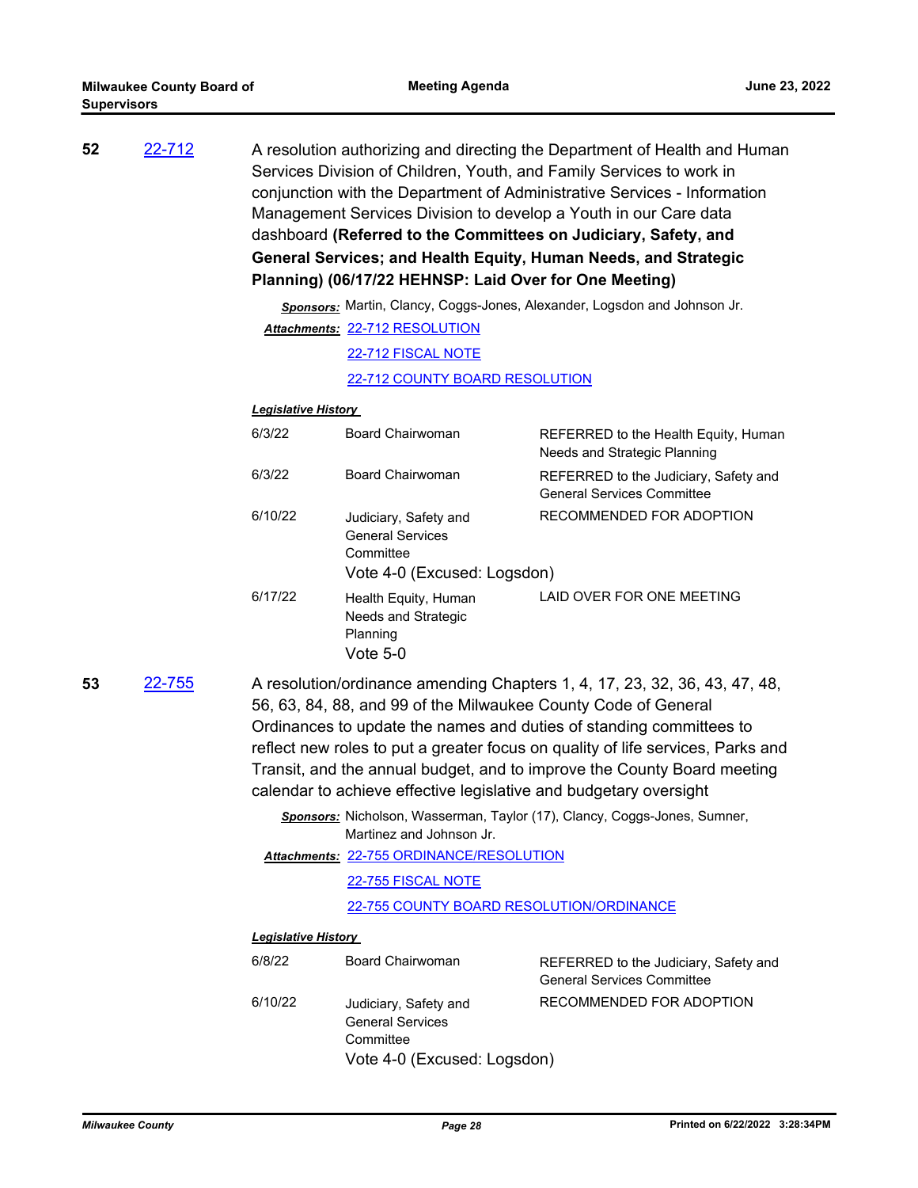**52** [22-712](22-712)

A resolution authorizing and directing the Department of Health and Human Services Division of Children, Youth, and Family Services to work in conjunction with the Department of Administrative Services - Information Management Services Division to develop a Youth in our Care data dashboard **(Referred to the Committees on Judiciary, Safety, and General Services; and Health Equity, Human Needs, and Strategic Planning) (06/17/22 HEHNSP: Laid Over for One Meeting)**

***Sponsors:*** Martin, Clancy, Coggs-Jones, Alexander, Logsdon and Johnson Jr.

***Attachments:*** 22-712 RESOLUTION
22-712 FISCAL NOTE
22-712 COUNTY BOARD RESOLUTION

***Legislative History***

| | | |
|---|---|---|
| 6/3/22 | Board Chairwoman | REFERRED to the Health Equity, Human Needs and Strategic Planning |
| 6/3/22 | Board Chairwoman | REFERRED to the Judiciary, Safety and General Services Committee |
| 6/10/22 | Judiciary, Safety and General Services Committee<br>Vote 4-0 (Excused: Logsdon) | RECOMMENDED FOR ADOPTION |
| 6/17/22 | Health Equity, Human Needs and Strategic Planning<br>Vote 5-0 | LAID OVER FOR ONE MEETING |

**53** [22-755](22-755)

A resolution/ordinance amending Chapters 1, 4, 17, 23, 32, 36, 43, 47, 48, 56, 63, 84, 88, and 99 of the Milwaukee County Code of General Ordinances to update the names and duties of standing committees to reflect new roles to put a greater focus on quality of life services, Parks and Transit, and the annual budget, and to improve the County Board meeting calendar to achieve effective legislative and budgetary oversight

***Sponsors:*** Nicholson, Wasserman, Taylor (17), Clancy, Coggs-Jones, Sumner, Martinez and Johnson Jr.

***Attachments:*** 22-755 ORDINANCE/RESOLUTION
22-755 FISCAL NOTE
22-755 COUNTY BOARD RESOLUTION/ORDINANCE

***Legislative History***

| | | |
|---|---|---|
| 6/8/22 | Board Chairwoman | REFERRED to the Judiciary, Safety and General Services Committee |
| 6/10/22 | Judiciary, Safety and General Services Committee<br>Vote 4-0 (Excused: Logsdon) | RECOMMENDED FOR ADOPTION |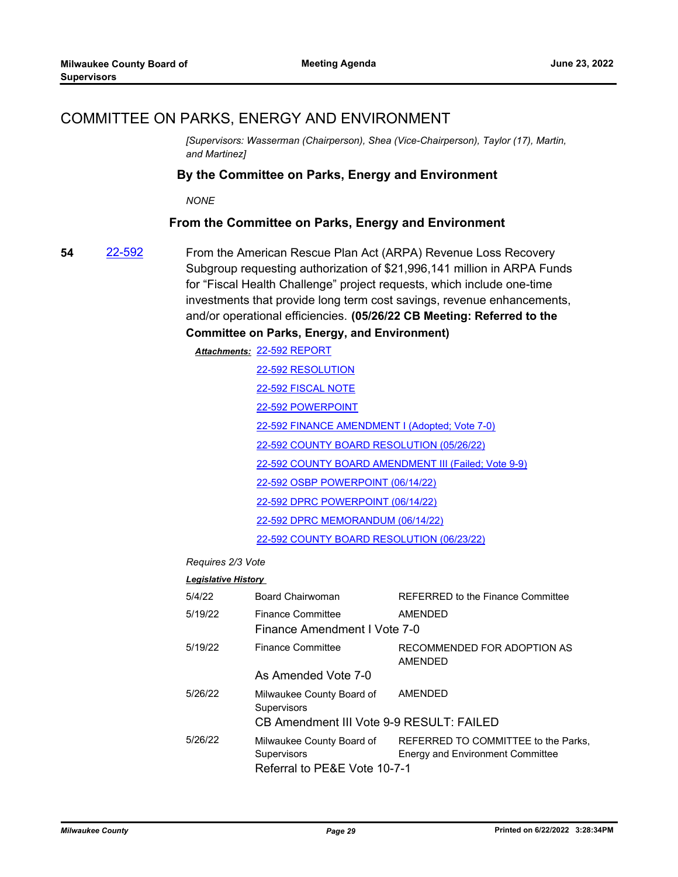## COMMITTEE ON PARKS, ENERGY AND ENVIRONMENT

*[Supervisors: Wasserman (Chairperson), Shea (Vice-Chairperson), Taylor (17), Martin, and Martinez]*

### By the Committee on Parks, Energy and Environment

*NONE*

### From the Committee on Parks, Energy and Environment

**54** 22-592 From the American Rescue Plan Act (ARPA) Revenue Loss Recovery Subgroup requesting authorization of $21,996,141 million in ARPA Funds for "Fiscal Health Challenge" project requests, which include one-time investments that provide long term cost savings, revenue enhancements, and/or operational efficiencies. **(05/26/22 CB Meeting: Referred to the Committee on Parks, Energy, and Environment)**

***Attachments:*** 22-592 REPORT
22-592 RESOLUTION
22-592 FISCAL NOTE
22-592 POWERPOINT
22-592 FINANCE AMENDMENT I (Adopted; Vote 7-0)
22-592 COUNTY BOARD RESOLUTION (05/26/22)
22-592 COUNTY BOARD AMENDMENT III (Failed; Vote 9-9)
22-592 OSBP POWERPOINT (06/14/22)
22-592 DPRC POWERPOINT (06/14/22)
22-592 DPRC MEMORANDUM (06/14/22)
22-592 COUNTY BOARD RESOLUTION (06/23/22)

*Requires 2/3 Vote*

***Legislative History***

| Date | Body | Action |
|---|---|---|
| 5/4/22 | Board Chairwoman | REFERRED to the Finance Committee |
| 5/19/22 | Finance Committee | AMENDED |
| | Finance Amendment I Vote 7-0 | |
| 5/19/22 | Finance Committee | RECOMMENDED FOR ADOPTION AS AMENDED |
| | As Amended Vote 7-0 | |
| 5/26/22 | Milwaukee County Board of Supervisors | AMENDED |
| | CB Amendment III Vote 9-9 RESULT: FAILED | |
| 5/26/22 | Milwaukee County Board of Supervisors | REFERRED TO COMMITTEE to the Parks, Energy and Environment Committee |
| | Referral to PE&E Vote 10-7-1 | |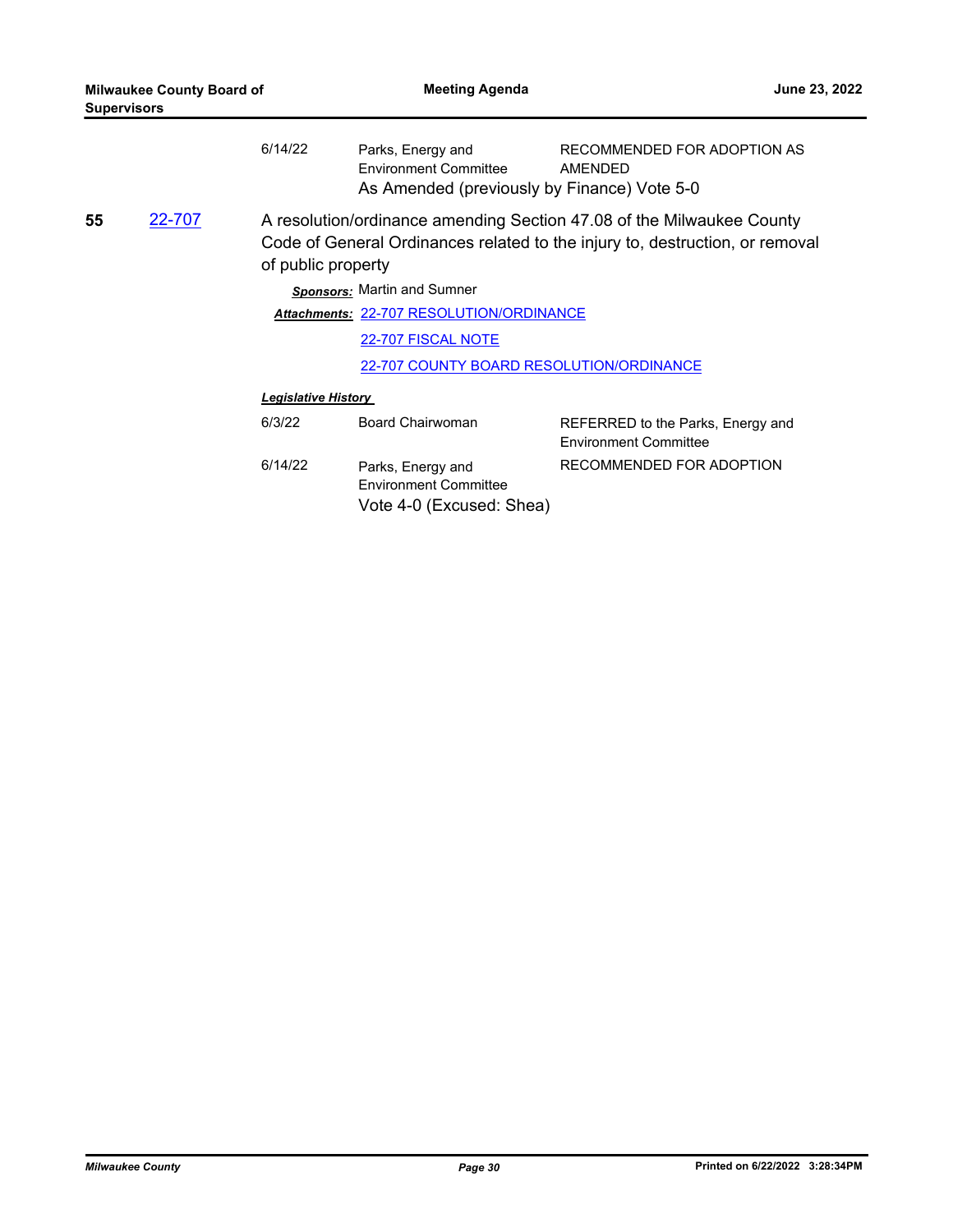| | | |
|---|---|---|
| 6/14/22 | Parks, Energy and Environment Committee<br>As Amended (previously by Finance) Vote 5-0 | RECOMMENDED FOR ADOPTION AS AMENDED |

**55** [22-707](#)

A resolution/ordinance amending Section 47.08 of the Milwaukee County Code of General Ordinances related to the injury to, destruction, or removal of public property

***Sponsors:*** Martin and Sumner

***Attachments:*** [22-707 RESOLUTION/ORDINANCE](#)

[22-707 FISCAL NOTE](#)

[22-707 COUNTY BOARD RESOLUTION/ORDINANCE](#)

***Legislative History***

| | | |
|---|---|---|
| 6/3/22 | Board Chairwoman | REFERRED to the Parks, Energy and Environment Committee |
| 6/14/22 | Parks, Energy and Environment Committee<br>Vote 4-0 (Excused: Shea) | RECOMMENDED FOR ADOPTION |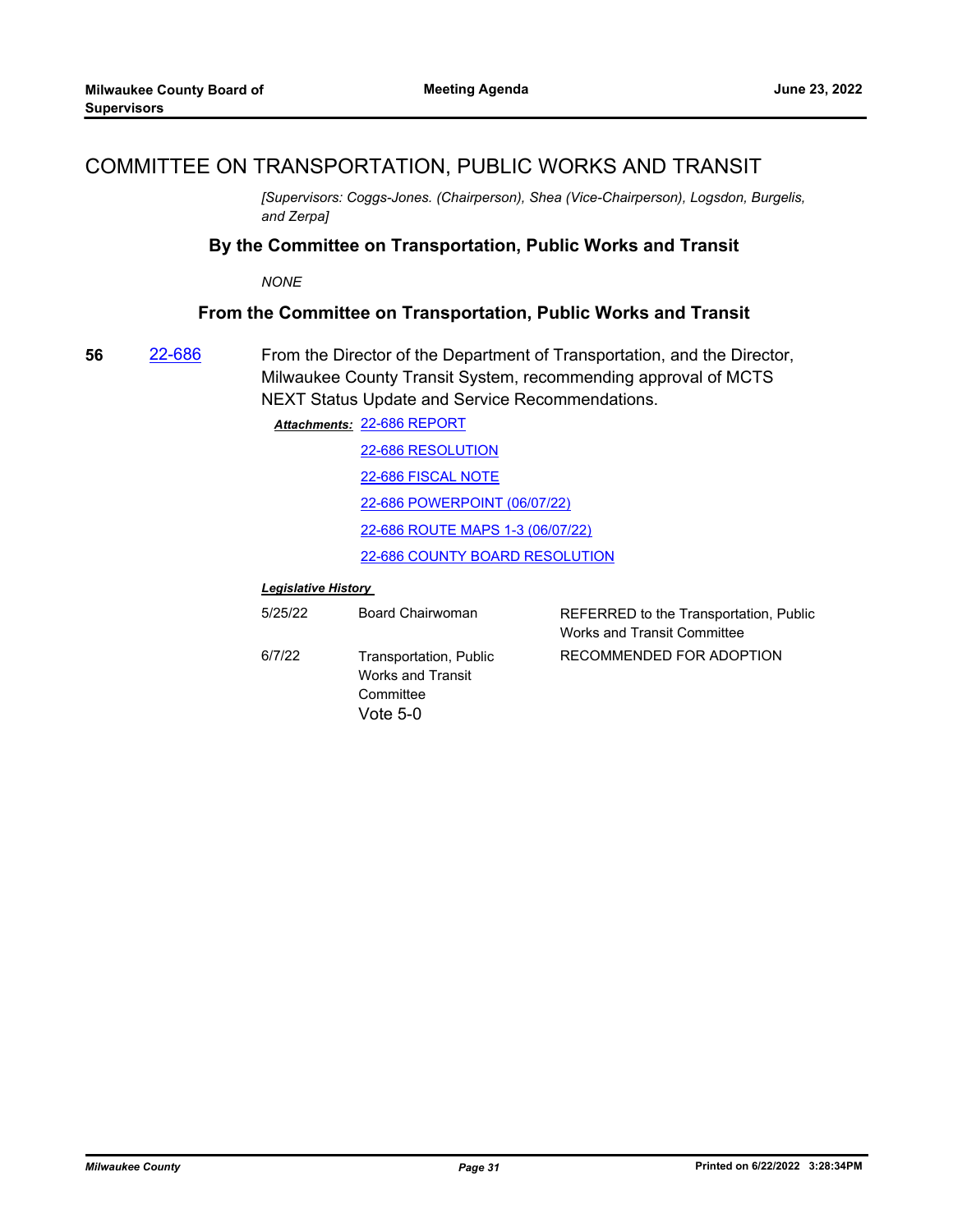## COMMITTEE ON TRANSPORTATION, PUBLIC WORKS AND TRANSIT

*[Supervisors: Coggs-Jones. (Chairperson), Shea (Vice-Chairperson), Logsdon, Burgelis, and Zerpa]*

### By the Committee on Transportation, Public Works and Transit

*NONE*

### From the Committee on Transportation, Public Works and Transit

**56** 22-686 From the Director of the Department of Transportation, and the Director, Milwaukee County Transit System, recommending approval of MCTS NEXT Status Update and Service Recommendations.

***Attachments:*** 22-686 REPORT

22-686 RESOLUTION

22-686 FISCAL NOTE

22-686 POWERPOINT (06/07/22)

22-686 ROUTE MAPS 1-3 (06/07/22)

22-686 COUNTY BOARD RESOLUTION

***Legislative History***

| | | |
|---|---|---|
| 5/25/22 | Board Chairwoman | REFERRED to the Transportation, Public Works and Transit Committee |
| 6/7/22 | Transportation, Public Works and Transit Committee<br>Vote 5-0 | RECOMMENDED FOR ADOPTION |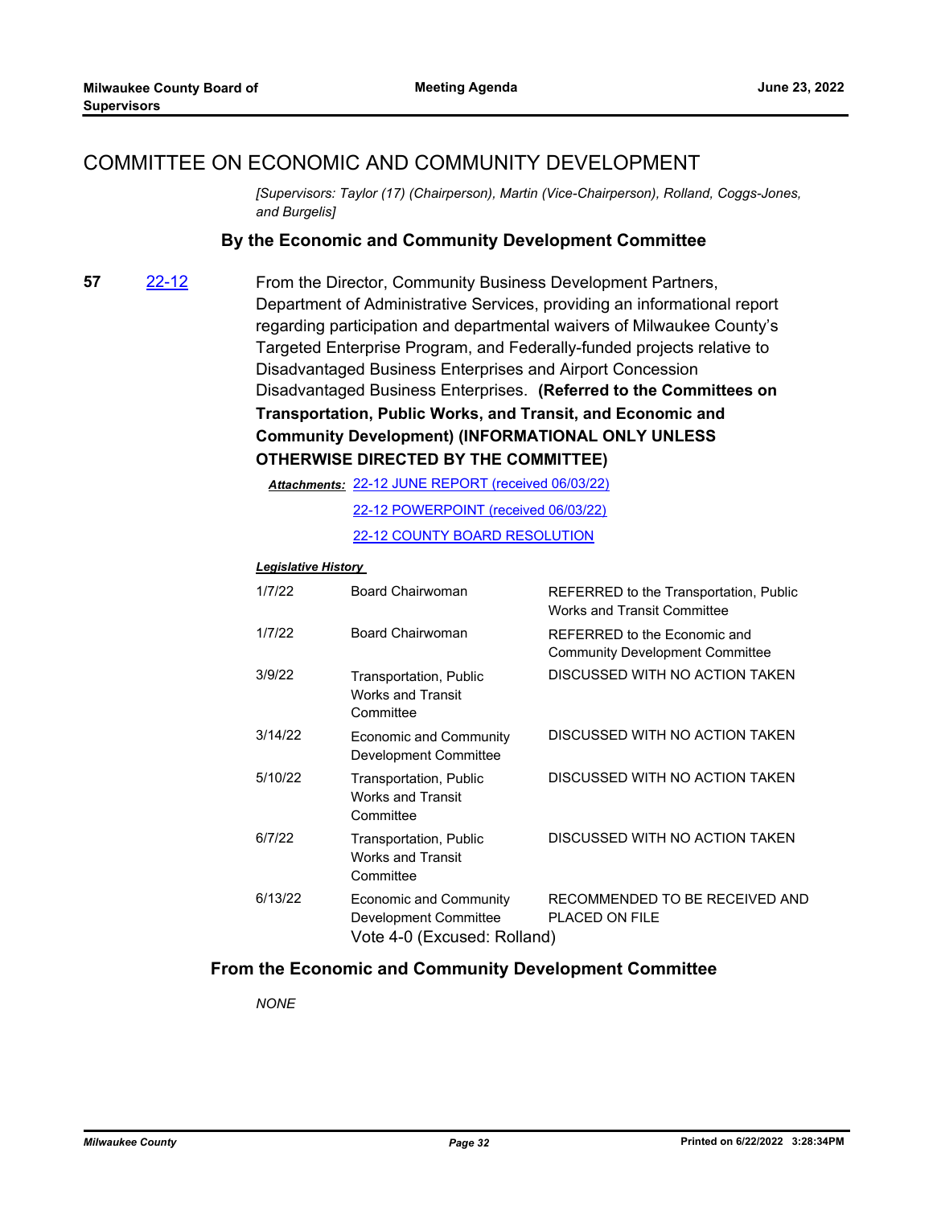## COMMITTEE ON ECONOMIC AND COMMUNITY DEVELOPMENT

*[Supervisors: Taylor (17) (Chairperson), Martin (Vice-Chairperson), Rolland, Coggs-Jones, and Burgelis]*

### By the Economic and Community Development Committee

**57** 22-12 From the Director, Community Business Development Partners, Department of Administrative Services, providing an informational report regarding participation and departmental waivers of Milwaukee County's Targeted Enterprise Program, and Federally-funded projects relative to Disadvantaged Business Enterprises and Airport Concession Disadvantaged Business Enterprises. **(Referred to the Committees on Transportation, Public Works, and Transit, and Economic and Community Development) (INFORMATIONAL ONLY UNLESS OTHERWISE DIRECTED BY THE COMMITTEE)**

***Attachments:*** 22-12 JUNE REPORT (received 06/03/22)
22-12 POWERPOINT (received 06/03/22)
22-12 COUNTY BOARD RESOLUTION

***Legislative History***

| | | |
|---|---|---|
| 1/7/22 | Board Chairwoman | REFERRED to the Transportation, Public Works and Transit Committee |
| 1/7/22 | Board Chairwoman | REFERRED to the Economic and Community Development Committee |
| 3/9/22 | Transportation, Public Works and Transit Committee | DISCUSSED WITH NO ACTION TAKEN |
| 3/14/22 | Economic and Community Development Committee | DISCUSSED WITH NO ACTION TAKEN |
| 5/10/22 | Transportation, Public Works and Transit Committee | DISCUSSED WITH NO ACTION TAKEN |
| 6/7/22 | Transportation, Public Works and Transit Committee | DISCUSSED WITH NO ACTION TAKEN |
| 6/13/22 | Economic and Community Development Committee Vote 4-0 (Excused: Rolland) | RECOMMENDED TO BE RECEIVED AND PLACED ON FILE |

### From the Economic and Community Development Committee

*NONE*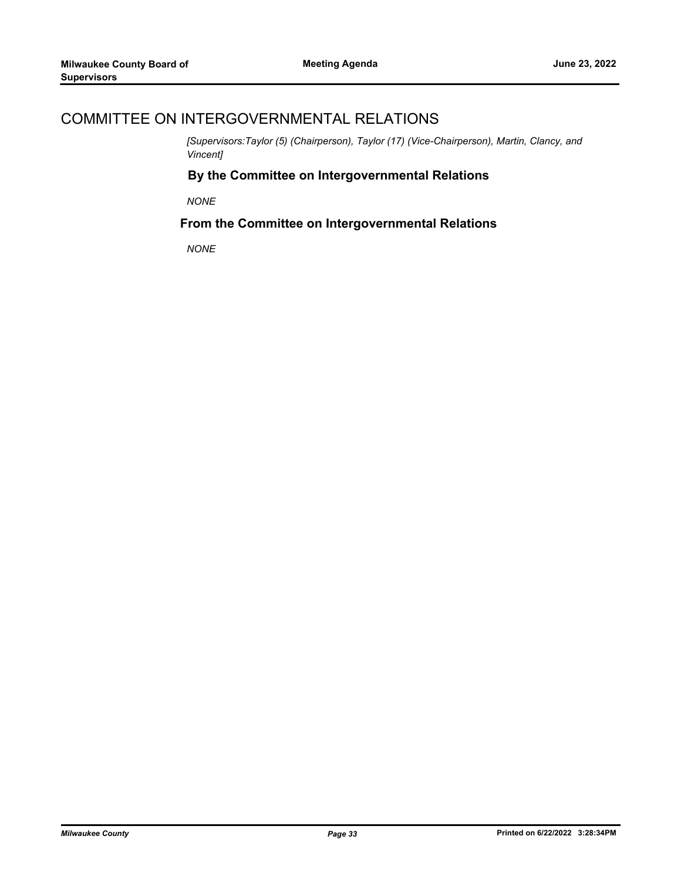# COMMITTEE ON INTERGOVERNMENTAL RELATIONS

*[Supervisors:Taylor (5) (Chairperson), Taylor (17) (Vice-Chairperson), Martin, Clancy, and Vincent]*

### By the Committee on Intergovernmental Relations

*NONE*

### From the Committee on Intergovernmental Relations

*NONE*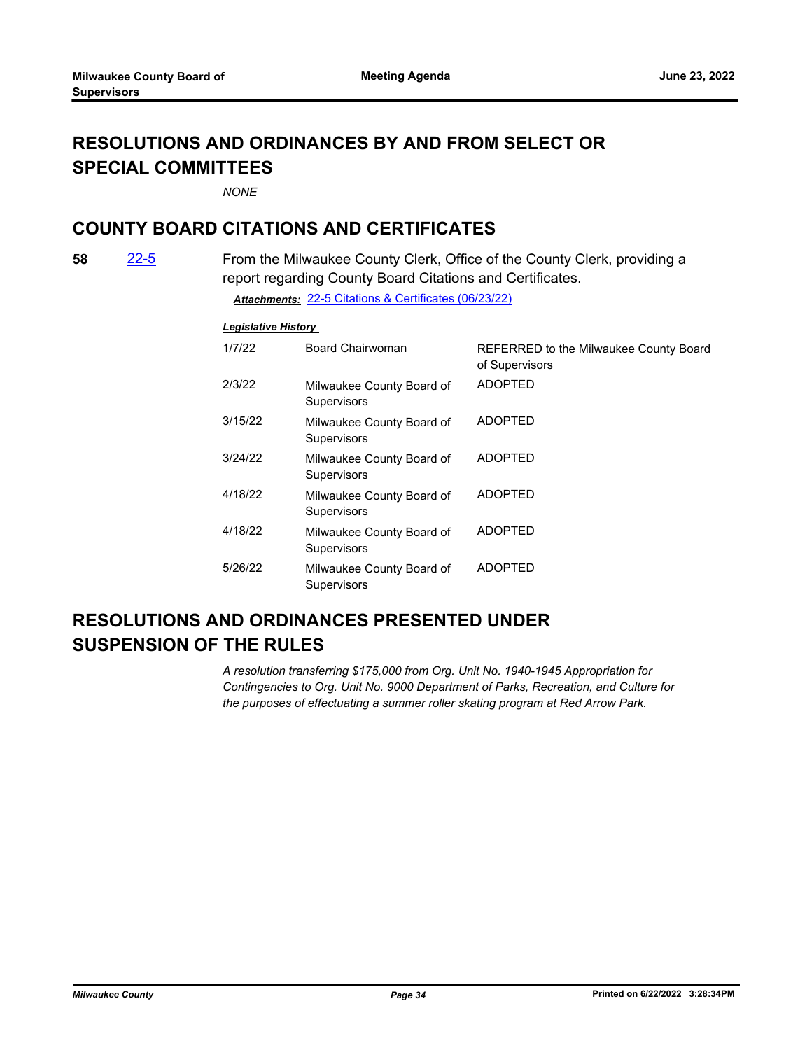## RESOLUTIONS AND ORDINANCES BY AND FROM SELECT OR SPECIAL COMMITTEES

*NONE*

## COUNTY BOARD CITATIONS AND CERTIFICATES

**58** 22-5

From the Milwaukee County Clerk, Office of the County Clerk, providing a report regarding County Board Citations and Certificates.

***Attachments:*** 22-5 Citations & Certificates (06/23/22)

***Legislative History***

| | | |
|---|---|---|
| 1/7/22 | Board Chairwoman | REFERRED to the Milwaukee County Board of Supervisors |
| 2/3/22 | Milwaukee County Board of Supervisors | ADOPTED |
| 3/15/22 | Milwaukee County Board of Supervisors | ADOPTED |
| 3/24/22 | Milwaukee County Board of Supervisors | ADOPTED |
| 4/18/22 | Milwaukee County Board of Supervisors | ADOPTED |
| 4/18/22 | Milwaukee County Board of Supervisors | ADOPTED |
| 5/26/22 | Milwaukee County Board of Supervisors | ADOPTED |

## RESOLUTIONS AND ORDINANCES PRESENTED UNDER SUSPENSION OF THE RULES

*A resolution transferring $175,000 from Org. Unit No. 1940-1945 Appropriation for Contingencies to Org. Unit No. 9000 Department of Parks, Recreation, and Culture for the purposes of effectuating a summer roller skating program at Red Arrow Park.*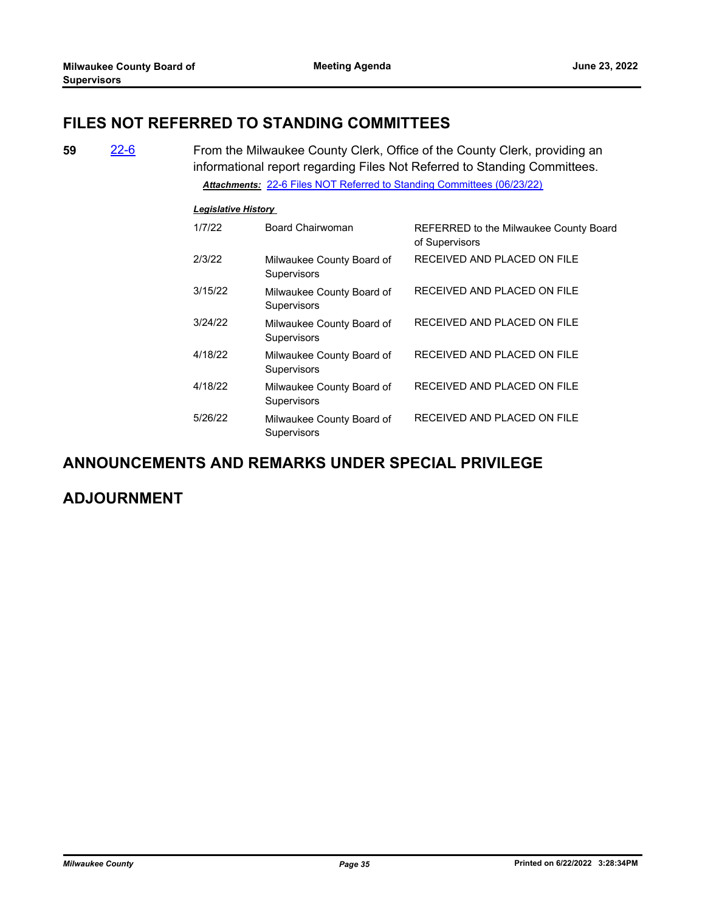## FILES NOT REFERRED TO STANDING COMMITTEES

**59** 22-6 From the Milwaukee County Clerk, Office of the County Clerk, providing an informational report regarding Files Not Referred to Standing Committees.

***Attachments:*** 22-6 Files NOT Referred to Standing Committees (06/23/22)

***Legislative History***

| | | |
|---|---|---|
| 1/7/22 | Board Chairwoman | REFERRED to the Milwaukee County Board of Supervisors |
| 2/3/22 | Milwaukee County Board of Supervisors | RECEIVED AND PLACED ON FILE |
| 3/15/22 | Milwaukee County Board of Supervisors | RECEIVED AND PLACED ON FILE |
| 3/24/22 | Milwaukee County Board of Supervisors | RECEIVED AND PLACED ON FILE |
| 4/18/22 | Milwaukee County Board of Supervisors | RECEIVED AND PLACED ON FILE |
| 4/18/22 | Milwaukee County Board of Supervisors | RECEIVED AND PLACED ON FILE |
| 5/26/22 | Milwaukee County Board of Supervisors | RECEIVED AND PLACED ON FILE |

## ANNOUNCEMENTS AND REMARKS UNDER SPECIAL PRIVILEGE

## ADJOURNMENT